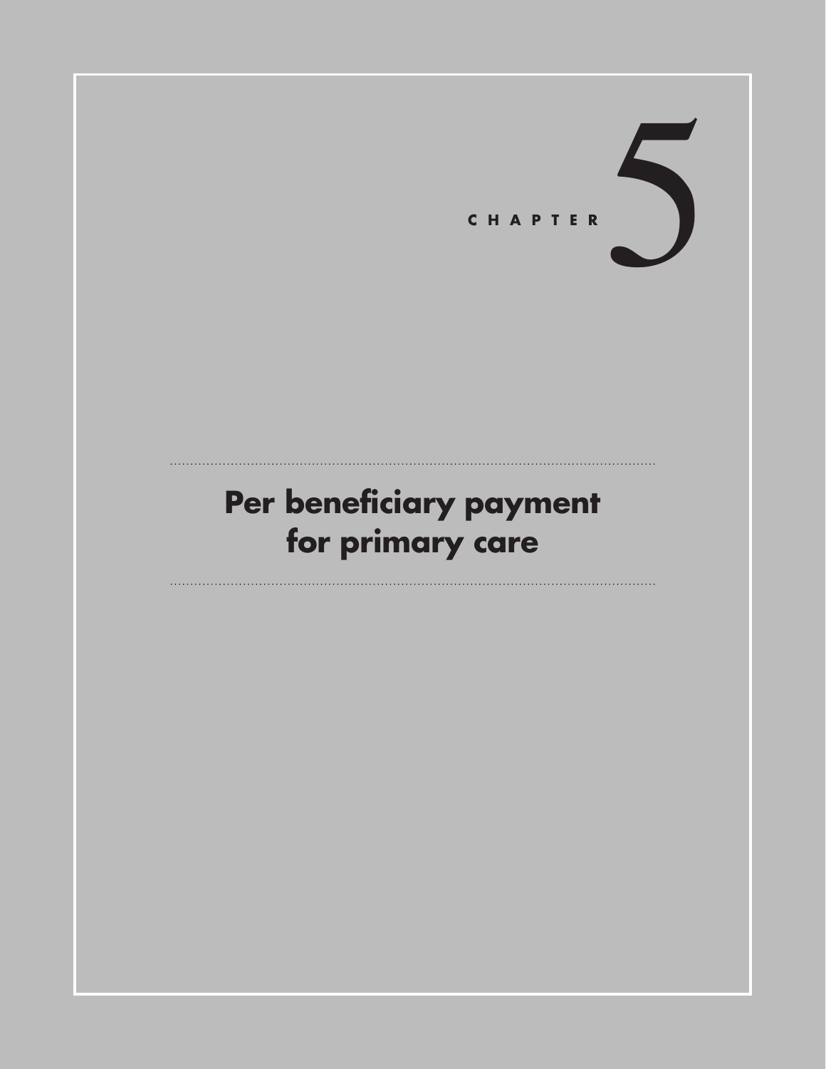# CHAPTER 5

## Per beneficiary payment for primary care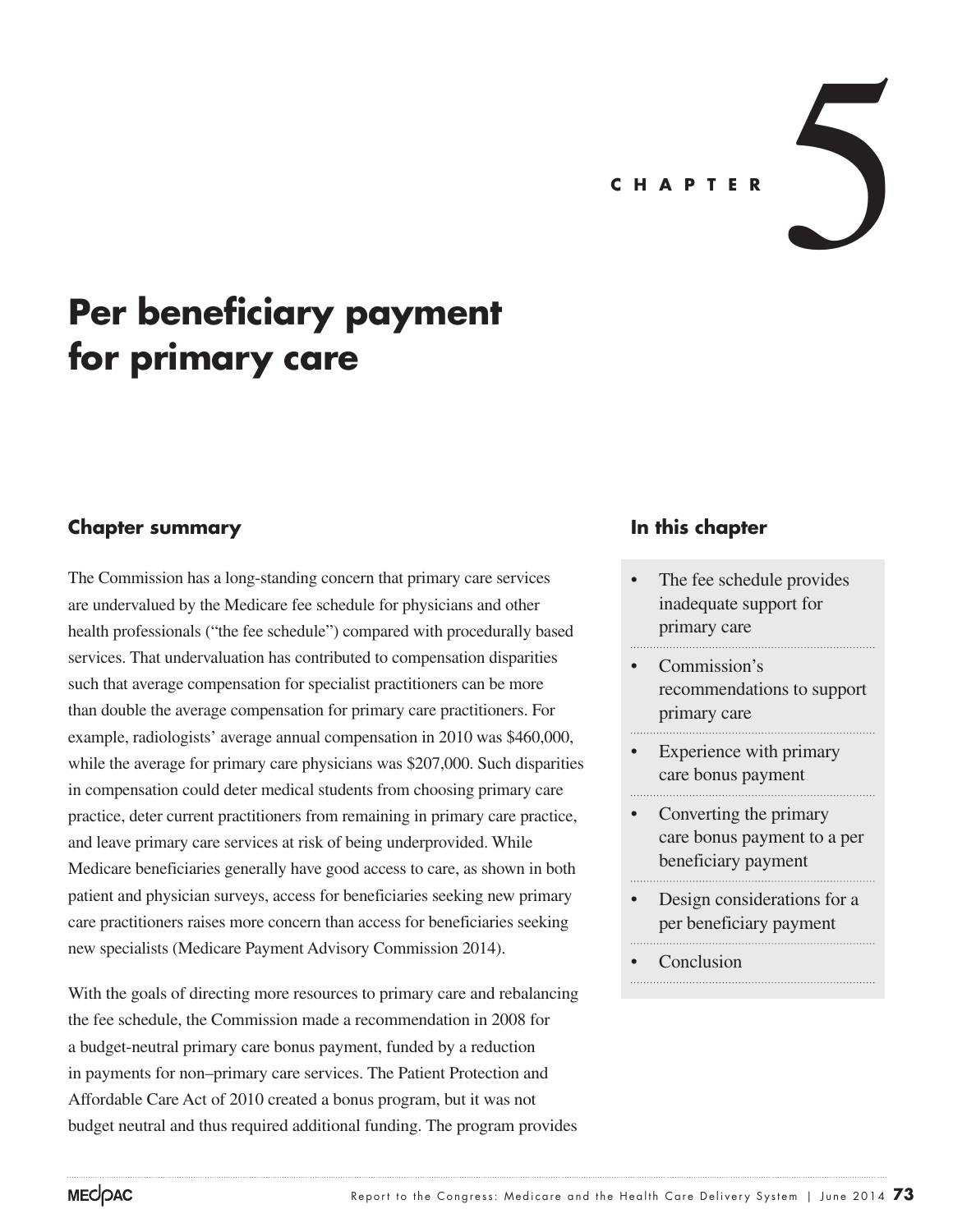CHAPTER 5

# Per beneficiary payment for primary care

## Chapter summary

The Commission has a long-standing concern that primary care services are undervalued by the Medicare fee schedule for physicians and other health professionals ("the fee schedule") compared with procedurally based services. That undervaluation has contributed to compensation disparities such that average compensation for specialist practitioners can be more than double the average compensation for primary care practitioners. For example, radiologists' average annual compensation in 2010 was $460,000, while the average for primary care physicians was $207,000. Such disparities in compensation could deter medical students from choosing primary care practice, deter current practitioners from remaining in primary care practice, and leave primary care services at risk of being underprovided. While Medicare beneficiaries generally have good access to care, as shown in both patient and physician surveys, access for beneficiaries seeking new primary care practitioners raises more concern than access for beneficiaries seeking new specialists (Medicare Payment Advisory Commission 2014).

With the goals of directing more resources to primary care and rebalancing the fee schedule, the Commission made a recommendation in 2008 for a budget-neutral primary care bonus payment, funded by a reduction in payments for non–primary care services. The Patient Protection and Affordable Care Act of 2010 created a bonus program, but it was not budget neutral and thus required additional funding. The program provides

## In this chapter

- The fee schedule provides inadequate support for primary care
- Commission's recommendations to support primary care
- Experience with primary care bonus payment
- Converting the primary care bonus payment to a per beneficiary payment
- Design considerations for a per beneficiary payment
- Conclusion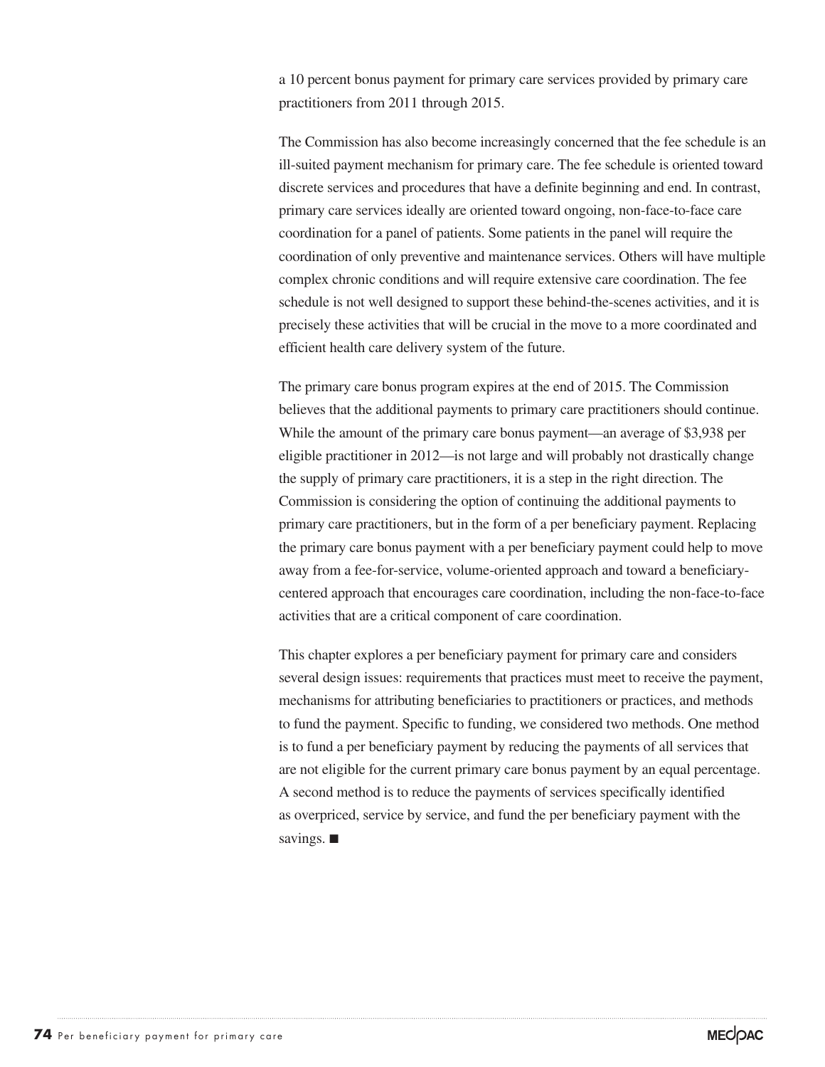a 10 percent bonus payment for primary care services provided by primary care practitioners from 2011 through 2015.

The Commission has also become increasingly concerned that the fee schedule is an ill-suited payment mechanism for primary care. The fee schedule is oriented toward discrete services and procedures that have a definite beginning and end. In contrast, primary care services ideally are oriented toward ongoing, non-face-to-face care coordination for a panel of patients. Some patients in the panel will require the coordination of only preventive and maintenance services. Others will have multiple complex chronic conditions and will require extensive care coordination. The fee schedule is not well designed to support these behind-the-scenes activities, and it is precisely these activities that will be crucial in the move to a more coordinated and efficient health care delivery system of the future.

The primary care bonus program expires at the end of 2015. The Commission believes that the additional payments to primary care practitioners should continue. While the amount of the primary care bonus payment—an average of $3,938 per eligible practitioner in 2012—is not large and will probably not drastically change the supply of primary care practitioners, it is a step in the right direction. The Commission is considering the option of continuing the additional payments to primary care practitioners, but in the form of a per beneficiary payment. Replacing the primary care bonus payment with a per beneficiary payment could help to move away from a fee-for-service, volume-oriented approach and toward a beneficiary-centered approach that encourages care coordination, including the non-face-to-face activities that are a critical component of care coordination.

This chapter explores a per beneficiary payment for primary care and considers several design issues: requirements that practices must meet to receive the payment, mechanisms for attributing beneficiaries to practitioners or practices, and methods to fund the payment. Specific to funding, we considered two methods. One method is to fund a per beneficiary payment by reducing the payments of all services that are not eligible for the current primary care bonus payment by an equal percentage. A second method is to reduce the payments of services specifically identified as overpriced, service by service, and fund the per beneficiary payment with the savings. ■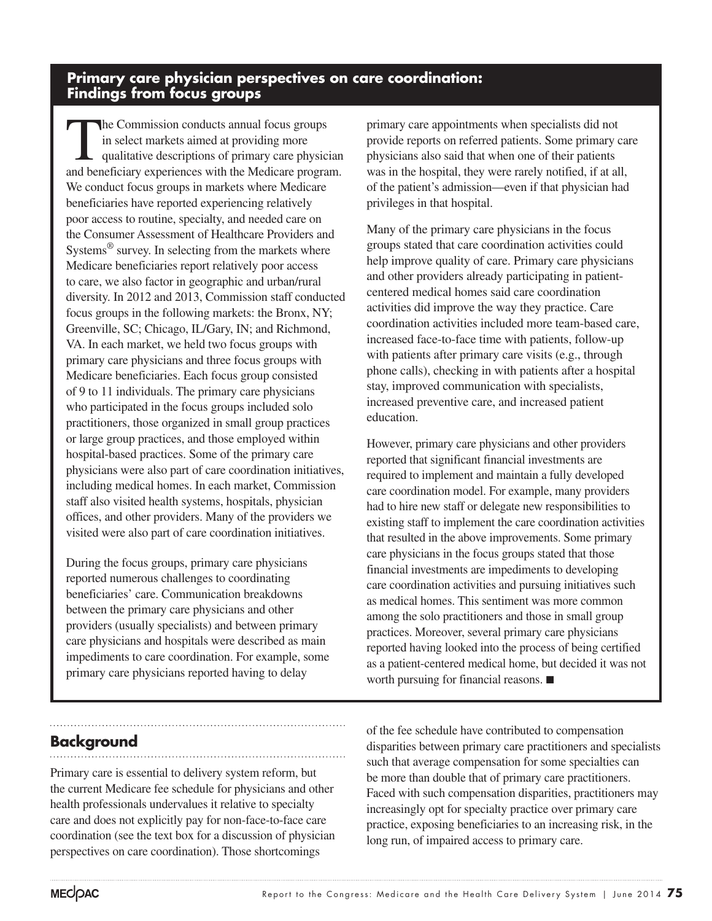### Primary care physician perspectives on care coordination: Findings from focus groups

The Commission conducts annual focus groups in select markets aimed at providing more qualitative descriptions of primary care physician and beneficiary experiences with the Medicare program. We conduct focus groups in markets where Medicare beneficiaries have reported experiencing relatively poor access to routine, specialty, and needed care on the Consumer Assessment of Healthcare Providers and Systems® survey. In selecting from the markets where Medicare beneficiaries report relatively poor access to care, we also factor in geographic and urban/rural diversity. In 2012 and 2013, Commission staff conducted focus groups in the following markets: the Bronx, NY; Greenville, SC; Chicago, IL/Gary, IN; and Richmond, VA. In each market, we held two focus groups with primary care physicians and three focus groups with Medicare beneficiaries. Each focus group consisted of 9 to 11 individuals. The primary care physicians who participated in the focus groups included solo practitioners, those organized in small group practices or large group practices, and those employed within hospital-based practices. Some of the primary care physicians were also part of care coordination initiatives, including medical homes. In each market, Commission staff also visited health systems, hospitals, physician offices, and other providers. Many of the providers we visited were also part of care coordination initiatives.

During the focus groups, primary care physicians reported numerous challenges to coordinating beneficiaries' care. Communication breakdowns between the primary care physicians and other providers (usually specialists) and between primary care physicians and hospitals were described as main impediments to care coordination. For example, some primary care physicians reported having to delay primary care appointments when specialists did not provide reports on referred patients. Some primary care physicians also said that when one of their patients was in the hospital, they were rarely notified, if at all, of the patient's admission—even if that physician had privileges in that hospital.

Many of the primary care physicians in the focus groups stated that care coordination activities could help improve quality of care. Primary care physicians and other providers already participating in patient-centered medical homes said care coordination activities did improve the way they practice. Care coordination activities included more team-based care, increased face-to-face time with patients, follow-up with patients after primary care visits (e.g., through phone calls), checking in with patients after a hospital stay, improved communication with specialists, increased preventive care, and increased patient education.

However, primary care physicians and other providers reported that significant financial investments are required to implement and maintain a fully developed care coordination model. For example, many providers had to hire new staff or delegate new responsibilities to existing staff to implement the care coordination activities that resulted in the above improvements. Some primary care physicians in the focus groups stated that those financial investments are impediments to developing care coordination activities and pursuing initiatives such as medical homes. This sentiment was more common among the solo practitioners and those in small group practices. Moreover, several primary care physicians reported having looked into the process of being certified as a patient-centered medical home, but decided it was not worth pursuing for financial reasons. ■

## Background

Primary care is essential to delivery system reform, but the current Medicare fee schedule for physicians and other health professionals undervalues it relative to specialty care and does not explicitly pay for non-face-to-face care coordination (see the text box for a discussion of physician perspectives on care coordination). Those shortcomings of the fee schedule have contributed to compensation disparities between primary care practitioners and specialists such that average compensation for some specialties can be more than double that of primary care practitioners. Faced with such compensation disparities, practitioners may increasingly opt for specialty practice over primary care practice, exposing beneficiaries to an increasing risk, in the long run, of impaired access to primary care.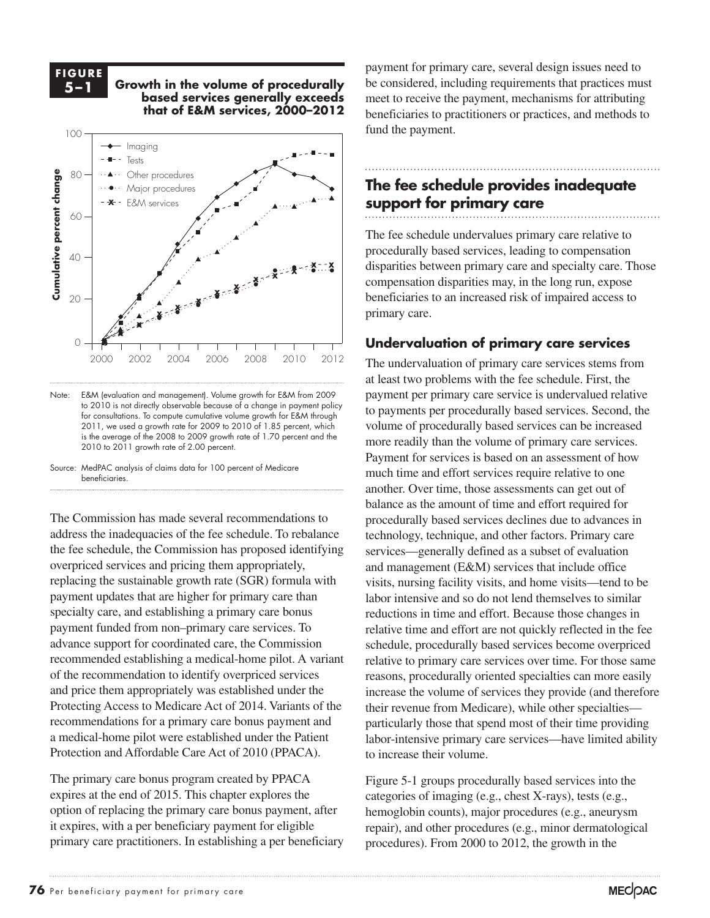**FIGURE 5–1** **Growth in the volume of procedurally based services generally exceeds that of E&M services, 2000–2012**

Note: E&M (evaluation and management). Volume growth for E&M from 2009 to 2010 is not directly observable because of a change in payment policy for consultations. To compute cumulative volume growth for E&M through 2011, we used a growth rate for 2009 to 2010 of 1.85 percent, which is the average of the 2008 to 2009 growth rate of 1.70 percent and the 2010 to 2011 growth rate of 2.00 percent.

Source: MedPAC analysis of claims data for 100 percent of Medicare beneficiaries.

The Commission has made several recommendations to address the inadequacies of the fee schedule. To rebalance the fee schedule, the Commission has proposed identifying overpriced services and pricing them appropriately, replacing the sustainable growth rate (SGR) formula with payment updates that are higher for primary care than specialty care, and establishing a primary care bonus payment funded from non–primary care services. To advance support for coordinated care, the Commission recommended establishing a medical-home pilot. A variant of the recommendation to identify overpriced services and price them appropriately was established under the Protecting Access to Medicare Act of 2014. Variants of the recommendations for a primary care bonus payment and a medical-home pilot were established under the Patient Protection and Affordable Care Act of 2010 (PPACA).

The primary care bonus program created by PPACA expires at the end of 2015. This chapter explores the option of replacing the primary care bonus payment, after it expires, with a per beneficiary payment for eligible primary care practitioners. In establishing a per beneficiary payment for primary care, several design issues need to be considered, including requirements that practices must meet to receive the payment, mechanisms for attributing beneficiaries to practitioners or practices, and methods to fund the payment.

## The fee schedule provides inadequate support for primary care

The fee schedule undervalues primary care relative to procedurally based services, leading to compensation disparities between primary care and specialty care. Those compensation disparities may, in the long run, expose beneficiaries to an increased risk of impaired access to primary care.

### Undervaluation of primary care services

The undervaluation of primary care services stems from at least two problems with the fee schedule. First, the payment per primary care service is undervalued relative to payments per procedurally based services. Second, the volume of procedurally based services can be increased more readily than the volume of primary care services. Payment for services is based on an assessment of how much time and effort services require relative to one another. Over time, those assessments can get out of balance as the amount of time and effort required for procedurally based services declines due to advances in technology, technique, and other factors. Primary care services—generally defined as a subset of evaluation and management (E&M) services that include office visits, nursing facility visits, and home visits—tend to be labor intensive and so do not lend themselves to similar reductions in time and effort. Because those changes in relative time and effort are not quickly reflected in the fee schedule, procedurally based services become overpriced relative to primary care services over time. For those same reasons, procedurally oriented specialties can more easily increase the volume of services they provide (and therefore their revenue from Medicare), while other specialties—particularly those that spend most of their time providing labor-intensive primary care services—have limited ability to increase their volume.

Figure 5-1 groups procedurally based services into the categories of imaging (e.g., chest X-rays), tests (e.g., hemoglobin counts), major procedures (e.g., aneurysm repair), and other procedures (e.g., minor dermatological procedures). From 2000 to 2012, the growth in the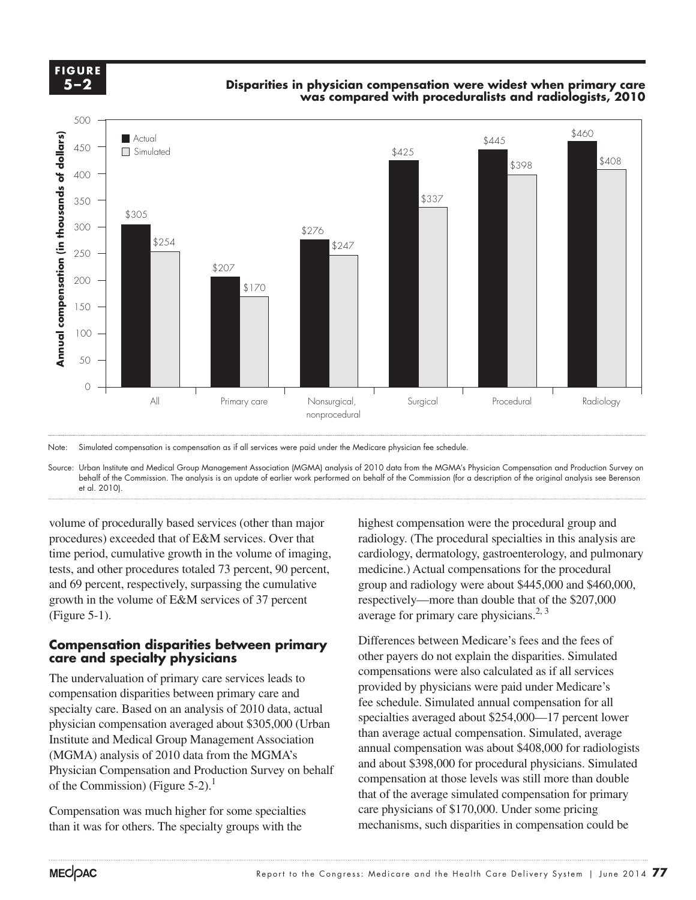**FIGURE 5–2**

**Disparities in physician compensation were widest when primary care was compared with proceduralists and radiologists, 2010**

| Specialty group | Actual (in thousands of dollars) | Simulated (in thousands of dollars) |
|---|---|---|
| All | $305 | $254 |
| Primary care | $207 | $170 |
| Nonsurgical, nonprocedural | $276 | $247 |
| Surgical | $425 | $337 |
| Procedural | $445 | $398 |
| Radiology | $460 | $408 |

Note: Simulated compensation is compensation as if all services were paid under the Medicare physician fee schedule.

Source: Urban Institute and Medical Group Management Association (MGMA) analysis of 2010 data from the MGMA's Physician Compensation and Production Survey on behalf of the Commission. The analysis is an update of earlier work performed on behalf of the Commission (for a description of the original analysis see Berenson et al. 2010).

volume of procedurally based services (other than major procedures) exceeded that of E&M services. Over that time period, cumulative growth in the volume of imaging, tests, and other procedures totaled 73 percent, 90 percent, and 69 percent, respectively, surpassing the cumulative growth in the volume of E&M services of 37 percent (Figure 5-1).

### Compensation disparities between primary care and specialty physicians

The undervaluation of primary care services leads to compensation disparities between primary care and specialty care. Based on an analysis of 2010 data, actual physician compensation averaged about $305,000 (Urban Institute and Medical Group Management Association (MGMA) analysis of 2010 data from the MGMA's Physician Compensation and Production Survey on behalf of the Commission) (Figure 5-2).[1]

Compensation was much higher for some specialties than it was for others. The specialty groups with the highest compensation were the procedural group and radiology. (The procedural specialties in this analysis are cardiology, dermatology, gastroenterology, and pulmonary medicine.) Actual compensations for the procedural group and radiology were about $445,000 and $460,000, respectively—more than double that of the $207,000 average for primary care physicians.[2, 3]

Differences between Medicare's fees and the fees of other payers do not explain the disparities. Simulated compensations were also calculated as if all services provided by physicians were paid under Medicare's fee schedule. Simulated annual compensation for all specialties averaged about $254,000—17 percent lower than average actual compensation. Simulated, average annual compensation was about $408,000 for radiologists and about $398,000 for procedural physicians. Simulated compensation at those levels was still more than double that of the average simulated compensation for primary care physicians of $170,000. Under some pricing mechanisms, such disparities in compensation could be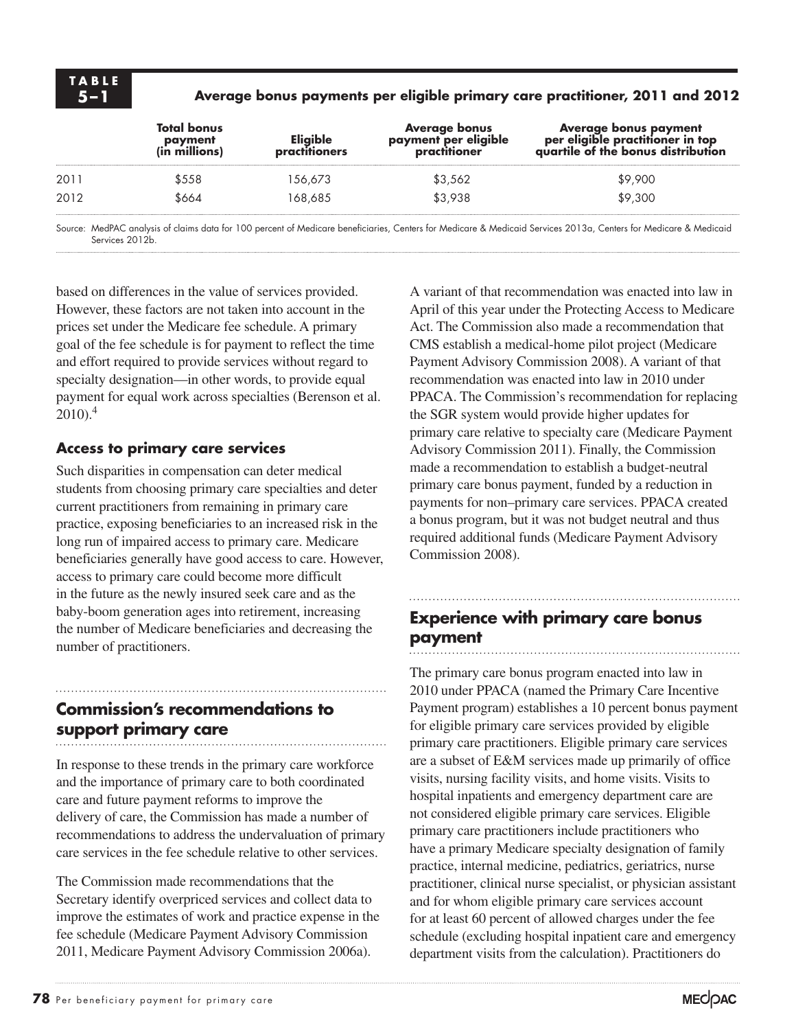**TABLE 5–1 Average bonus payments per eligible primary care practitioner, 2011 and 2012**

| | Total bonus payment (in millions) | Eligible practitioners | Average bonus payment per eligible practitioner | Average bonus payment per eligible practitioner in top quartile of the bonus distribution |
|---|---|---|---|---|
| 2011 | $558 | 156,673 | $3,562 | $9,900 |
| 2012 | $664 | 168,685 | $3,938 | $9,300 |

Source: MedPAC analysis of claims data for 100 percent of Medicare beneficiaries, Centers for Medicare & Medicaid Services 2013a, Centers for Medicare & Medicaid Services 2012b.

based on differences in the value of services provided. However, these factors are not taken into account in the prices set under the Medicare fee schedule. A primary goal of the fee schedule is for payment to reflect the time and effort required to provide services without regard to specialty designation—in other words, to provide equal payment for equal work across specialties (Berenson et al. 2010).[4]

### Access to primary care services

Such disparities in compensation can deter medical students from choosing primary care specialties and deter current practitioners from remaining in primary care practice, exposing beneficiaries to an increased risk in the long run of impaired access to primary care. Medicare beneficiaries generally have good access to care. However, access to primary care could become more difficult in the future as the newly insured seek care and as the baby-boom generation ages into retirement, increasing the number of Medicare beneficiaries and decreasing the number of practitioners.

## Commission's recommendations to support primary care

In response to these trends in the primary care workforce and the importance of primary care to both coordinated care and future payment reforms to improve the delivery of care, the Commission has made a number of recommendations to address the undervaluation of primary care services in the fee schedule relative to other services.

The Commission made recommendations that the Secretary identify overpriced services and collect data to improve the estimates of work and practice expense in the fee schedule (Medicare Payment Advisory Commission 2011, Medicare Payment Advisory Commission 2006a). A variant of that recommendation was enacted into law in April of this year under the Protecting Access to Medicare Act. The Commission also made a recommendation that CMS establish a medical-home pilot project (Medicare Payment Advisory Commission 2008). A variant of that recommendation was enacted into law in 2010 under PPACA. The Commission's recommendation for replacing the SGR system would provide higher updates for primary care relative to specialty care (Medicare Payment Advisory Commission 2011). Finally, the Commission made a recommendation to establish a budget-neutral primary care bonus payment, funded by a reduction in payments for non–primary care services. PPACA created a bonus program, but it was not budget neutral and thus required additional funds (Medicare Payment Advisory Commission 2008).

## Experience with primary care bonus payment

The primary care bonus program enacted into law in 2010 under PPACA (named the Primary Care Incentive Payment program) establishes a 10 percent bonus payment for eligible primary care services provided by eligible primary care practitioners. Eligible primary care services are a subset of E&M services made up primarily of office visits, nursing facility visits, and home visits. Visits to hospital inpatients and emergency department care are not considered eligible primary care services. Eligible primary care practitioners include practitioners who have a primary Medicare specialty designation of family practice, internal medicine, pediatrics, geriatrics, nurse practitioner, clinical nurse specialist, or physician assistant and for whom eligible primary care services account for at least 60 percent of allowed charges under the fee schedule (excluding hospital inpatient care and emergency department visits from the calculation). Practitioners do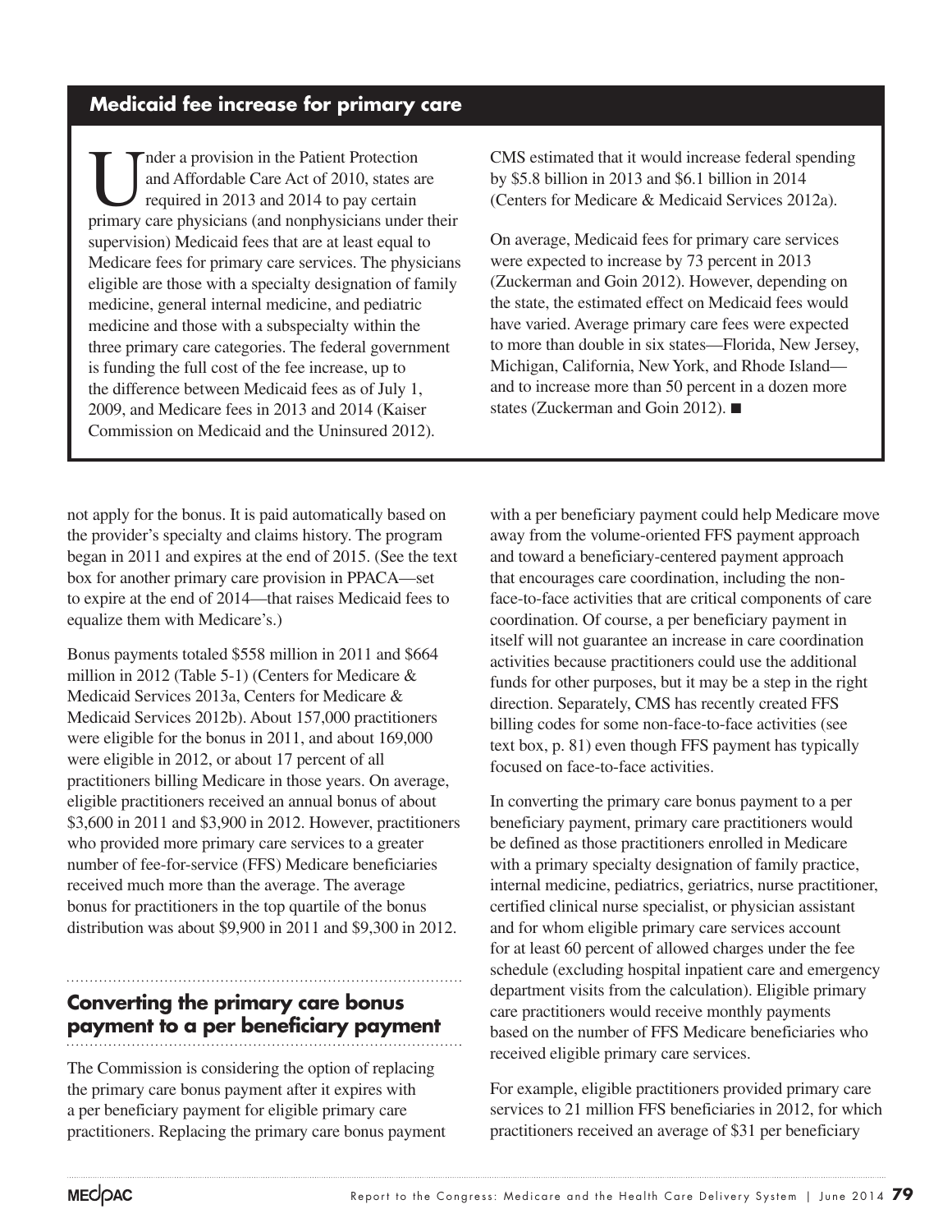### Medicaid fee increase for primary care

Under a provision in the Patient Protection and Affordable Care Act of 2010, states are required in 2013 and 2014 to pay certain primary care physicians (and nonphysicians under their supervision) Medicaid fees that are at least equal to Medicare fees for primary care services. The physicians eligible are those with a specialty designation of family medicine, general internal medicine, and pediatric medicine and those with a subspecialty within the three primary care categories. The federal government is funding the full cost of the fee increase, up to the difference between Medicaid fees as of July 1, 2009, and Medicare fees in 2013 and 2014 (Kaiser Commission on Medicaid and the Uninsured 2012). CMS estimated that it would increase federal spending by $5.8 billion in 2013 and $6.1 billion in 2014 (Centers for Medicare & Medicaid Services 2012a).

On average, Medicaid fees for primary care services were expected to increase by 73 percent in 2013 (Zuckerman and Goin 2012). However, depending on the state, the estimated effect on Medicaid fees would have varied. Average primary care fees were expected to more than double in six states—Florida, New Jersey, Michigan, California, New York, and Rhode Island—and to increase more than 50 percent in a dozen more states (Zuckerman and Goin 2012). ■

not apply for the bonus. It is paid automatically based on the provider's specialty and claims history. The program began in 2011 and expires at the end of 2015. (See the text box for another primary care provision in PPACA—set to expire at the end of 2014—that raises Medicaid fees to equalize them with Medicare's.)

Bonus payments totaled $558 million in 2011 and $664 million in 2012 (Table 5-1) (Centers for Medicare & Medicaid Services 2013a, Centers for Medicare & Medicaid Services 2012b). About 157,000 practitioners were eligible for the bonus in 2011, and about 169,000 were eligible in 2012, or about 17 percent of all practitioners billing Medicare in those years. On average, eligible practitioners received an annual bonus of about $3,600 in 2011 and $3,900 in 2012. However, practitioners who provided more primary care services to a greater number of fee-for-service (FFS) Medicare beneficiaries received much more than the average. The average bonus for practitioners in the top quartile of the bonus distribution was about $9,900 in 2011 and $9,300 in 2012.

## Converting the primary care bonus payment to a per beneficiary payment

The Commission is considering the option of replacing the primary care bonus payment after it expires with a per beneficiary payment for eligible primary care practitioners. Replacing the primary care bonus payment with a per beneficiary payment could help Medicare move away from the volume-oriented FFS payment approach and toward a beneficiary-centered payment approach that encourages care coordination, including the non-face-to-face activities that are critical components of care coordination. Of course, a per beneficiary payment in itself will not guarantee an increase in care coordination activities because practitioners could use the additional funds for other purposes, but it may be a step in the right direction. Separately, CMS has recently created FFS billing codes for some non-face-to-face activities (see text box, p. 81) even though FFS payment has typically focused on face-to-face activities.

In converting the primary care bonus payment to a per beneficiary payment, primary care practitioners would be defined as those practitioners enrolled in Medicare with a primary specialty designation of family practice, internal medicine, pediatrics, geriatrics, nurse practitioner, certified clinical nurse specialist, or physician assistant and for whom eligible primary care services account for at least 60 percent of allowed charges under the fee schedule (excluding hospital inpatient care and emergency department visits from the calculation). Eligible primary care practitioners would receive monthly payments based on the number of FFS Medicare beneficiaries who received eligible primary care services.

For example, eligible practitioners provided primary care services to 21 million FFS beneficiaries in 2012, for which practitioners received an average of $31 per beneficiary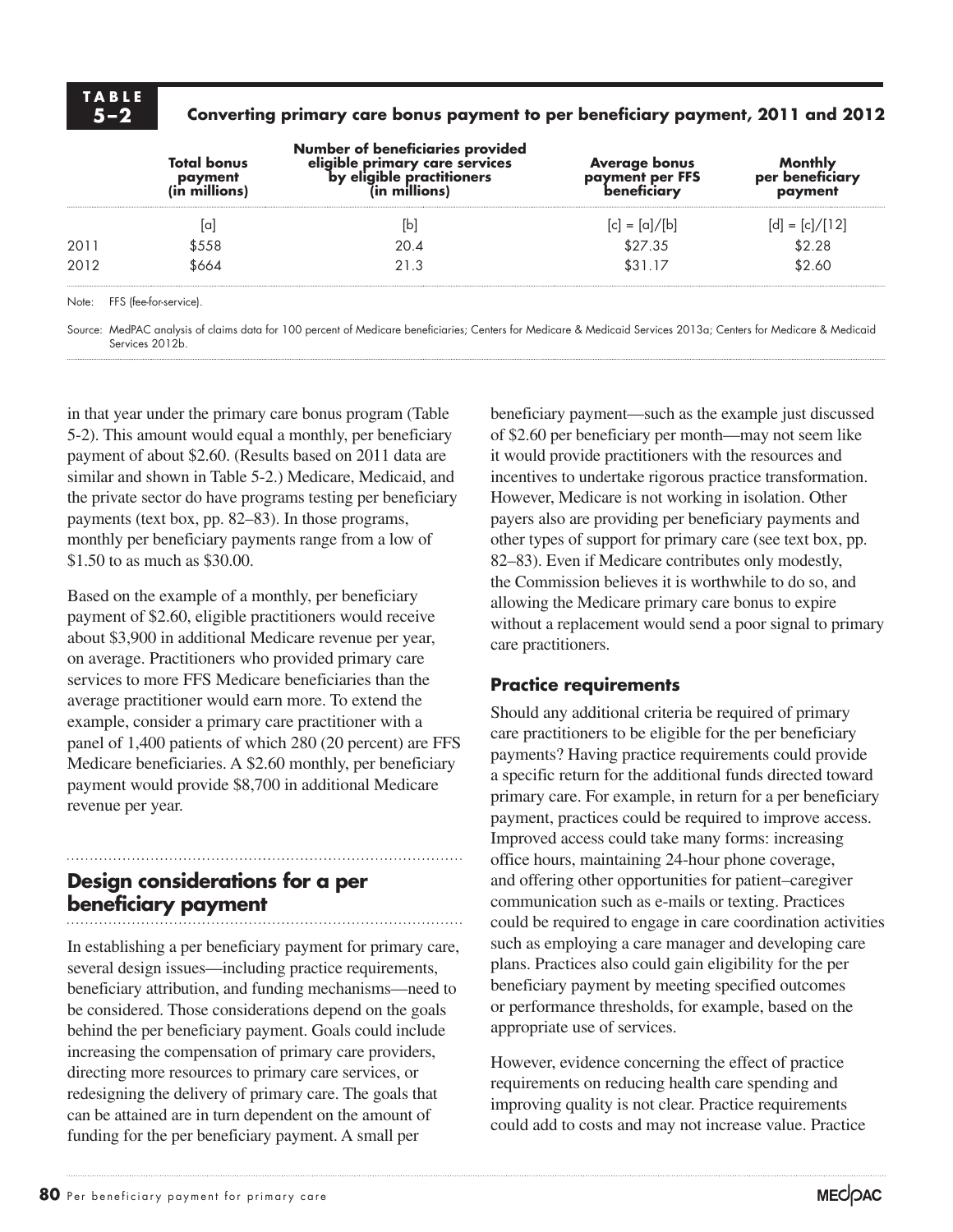**TABLE 5–2** **Converting primary care bonus payment to per beneficiary payment, 2011 and 2012**

| | Total bonus payment (in millions) | Number of beneficiaries provided eligible primary care services by eligible practitioners (in millions) | Average bonus payment per FFS beneficiary | Monthly per beneficiary payment |
|---|---|---|---|---|
| | [a] | [b] | [c] = [a]/[b] | [d] = [c]/[12] |
| 2011 | $558 | 20.4 | $27.35 | $2.28 |
| 2012 | $664 | 21.3 | $31.17 | $2.60 |

Note: FFS (fee-for-service).

Source: MedPAC analysis of claims data for 100 percent of Medicare beneficiaries; Centers for Medicare & Medicaid Services 2013a; Centers for Medicare & Medicaid Services 2012b.

in that year under the primary care bonus program (Table 5-2). This amount would equal a monthly, per beneficiary payment of about $2.60. (Results based on 2011 data are similar and shown in Table 5-2.) Medicare, Medicaid, and the private sector do have programs testing per beneficiary payments (text box, pp. 82–83). In those programs, monthly per beneficiary payments range from a low of $1.50 to as much as $30.00.

Based on the example of a monthly, per beneficiary payment of $2.60, eligible practitioners would receive about $3,900 in additional Medicare revenue per year, on average. Practitioners who provided primary care services to more FFS Medicare beneficiaries than the average practitioner would earn more. To extend the example, consider a primary care practitioner with a panel of 1,400 patients of which 280 (20 percent) are FFS Medicare beneficiaries. A $2.60 monthly, per beneficiary payment would provide $8,700 in additional Medicare revenue per year.

## Design considerations for a per beneficiary payment

In establishing a per beneficiary payment for primary care, several design issues—including practice requirements, beneficiary attribution, and funding mechanisms—need to be considered. Those considerations depend on the goals behind the per beneficiary payment. Goals could include increasing the compensation of primary care providers, directing more resources to primary care services, or redesigning the delivery of primary care. The goals that can be attained are in turn dependent on the amount of funding for the per beneficiary payment. A small per beneficiary payment—such as the example just discussed of $2.60 per beneficiary per month—may not seem like it would provide practitioners with the resources and incentives to undertake rigorous practice transformation. However, Medicare is not working in isolation. Other payers also are providing per beneficiary payments and other types of support for primary care (see text box, pp. 82–83). Even if Medicare contributes only modestly, the Commission believes it is worthwhile to do so, and allowing the Medicare primary care bonus to expire without a replacement would send a poor signal to primary care practitioners.

### Practice requirements

Should any additional criteria be required of primary care practitioners to be eligible for the per beneficiary payments? Having practice requirements could provide a specific return for the additional funds directed toward primary care. For example, in return for a per beneficiary payment, practices could be required to improve access. Improved access could take many forms: increasing office hours, maintaining 24-hour phone coverage, and offering other opportunities for patient–caregiver communication such as e-mails or texting. Practices could be required to engage in care coordination activities such as employing a care manager and developing care plans. Practices also could gain eligibility for the per beneficiary payment by meeting specified outcomes or performance thresholds, for example, based on the appropriate use of services.

However, evidence concerning the effect of practice requirements on reducing health care spending and improving quality is not clear. Practice requirements could add to costs and may not increase value. Practice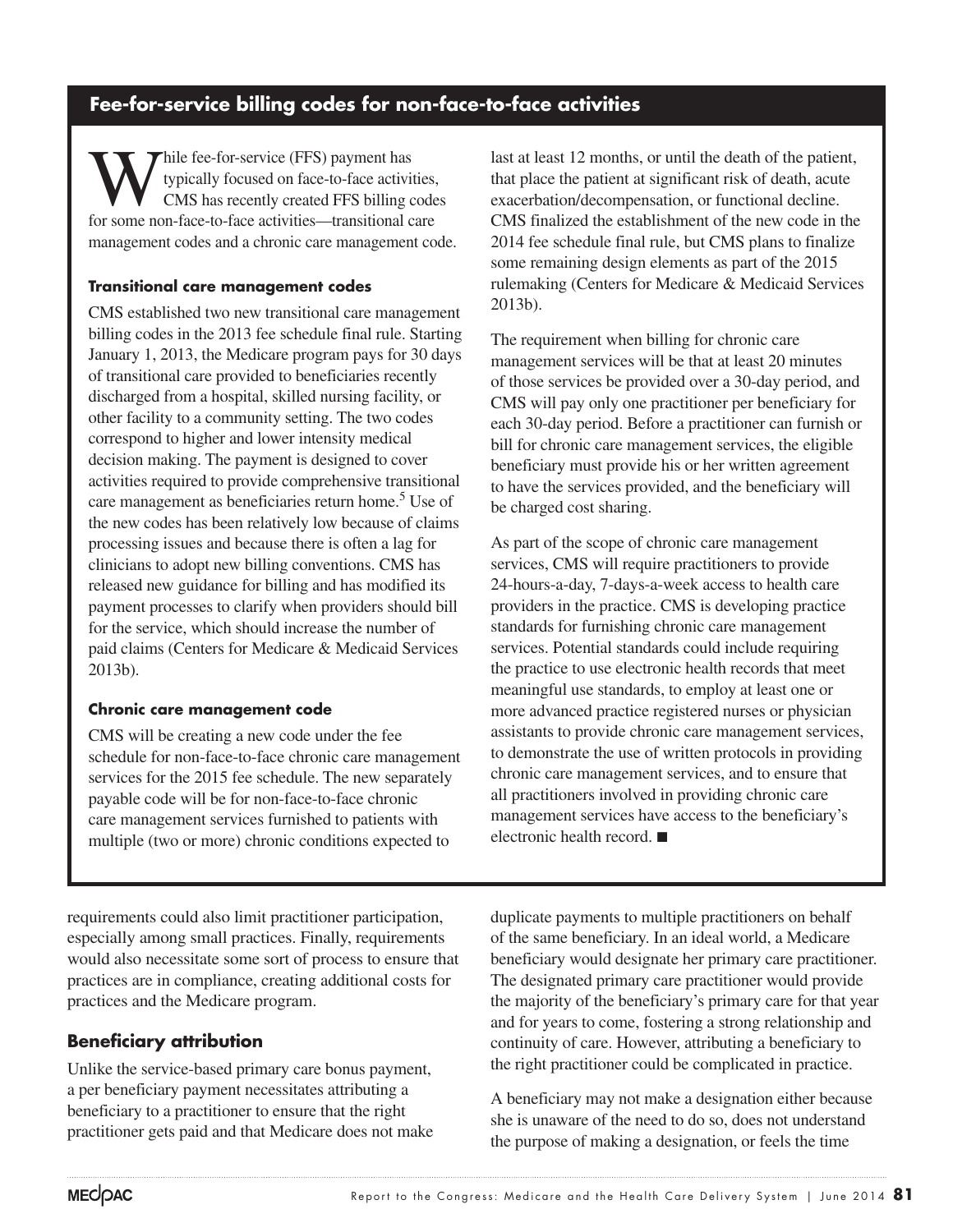## Fee-for-service billing codes for non-face-to-face activities

While fee-for-service (FFS) payment has typically focused on face-to-face activities, CMS has recently created FFS billing codes for some non-face-to-face activities—transitional care management codes and a chronic care management code.

### Transitional care management codes

CMS established two new transitional care management billing codes in the 2013 fee schedule final rule. Starting January 1, 2013, the Medicare program pays for 30 days of transitional care provided to beneficiaries recently discharged from a hospital, skilled nursing facility, or other facility to a community setting. The two codes correspond to higher and lower intensity medical decision making. The payment is designed to cover activities required to provide comprehensive transitional care management as beneficiaries return home.[5] Use of the new codes has been relatively low because of claims processing issues and because there is often a lag for clinicians to adopt new billing conventions. CMS has released new guidance for billing and has modified its payment processes to clarify when providers should bill for the service, which should increase the number of paid claims (Centers for Medicare & Medicaid Services 2013b).

### Chronic care management code

CMS will be creating a new code under the fee schedule for non-face-to-face chronic care management services for the 2015 fee schedule. The new separately payable code will be for non-face-to-face chronic care management services furnished to patients with multiple (two or more) chronic conditions expected to last at least 12 months, or until the death of the patient, that place the patient at significant risk of death, acute exacerbation/decompensation, or functional decline. CMS finalized the establishment of the new code in the 2014 fee schedule final rule, but CMS plans to finalize some remaining design elements as part of the 2015 rulemaking (Centers for Medicare & Medicaid Services 2013b).

The requirement when billing for chronic care management services will be that at least 20 minutes of those services be provided over a 30-day period, and CMS will pay only one practitioner per beneficiary for each 30-day period. Before a practitioner can furnish or bill for chronic care management services, the eligible beneficiary must provide his or her written agreement to have the services provided, and the beneficiary will be charged cost sharing.

As part of the scope of chronic care management services, CMS will require practitioners to provide 24-hours-a-day, 7-days-a-week access to health care providers in the practice. CMS is developing practice standards for furnishing chronic care management services. Potential standards could include requiring the practice to use electronic health records that meet meaningful use standards, to employ at least one or more advanced practice registered nurses or physician assistants to provide chronic care management services, to demonstrate the use of written protocols in providing chronic care management services, and to ensure that all practitioners involved in providing chronic care management services have access to the beneficiary's electronic health record. ■

requirements could also limit practitioner participation, especially among small practices. Finally, requirements would also necessitate some sort of process to ensure that practices are in compliance, creating additional costs for practices and the Medicare program.

## Beneficiary attribution

Unlike the service-based primary care bonus payment, a per beneficiary payment necessitates attributing a beneficiary to a practitioner to ensure that the right practitioner gets paid and that Medicare does not make duplicate payments to multiple practitioners on behalf of the same beneficiary. In an ideal world, a Medicare beneficiary would designate her primary care practitioner. The designated primary care practitioner would provide the majority of the beneficiary's primary care for that year and for years to come, fostering a strong relationship and continuity of care. However, attributing a beneficiary to the right practitioner could be complicated in practice.

A beneficiary may not make a designation either because she is unaware of the need to do so, does not understand the purpose of making a designation, or feels the time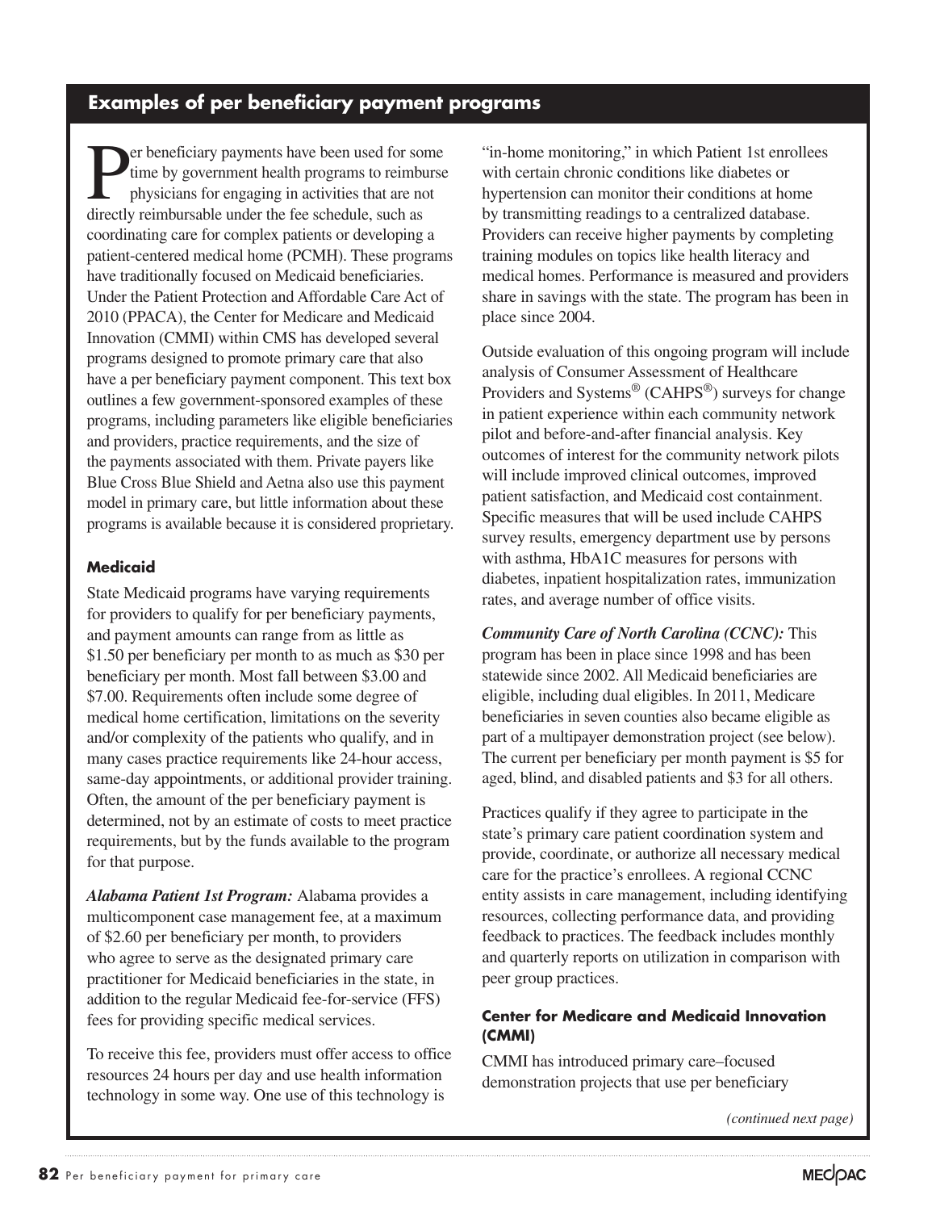## Examples of per beneficiary payment programs

Per beneficiary payments have been used for some time by government health programs to reimburse physicians for engaging in activities that are not directly reimbursable under the fee schedule, such as coordinating care for complex patients or developing a patient-centered medical home (PCMH). These programs have traditionally focused on Medicaid beneficiaries. Under the Patient Protection and Affordable Care Act of 2010 (PPACA), the Center for Medicare and Medicaid Innovation (CMMI) within CMS has developed several programs designed to promote primary care that also have a per beneficiary payment component. This text box outlines a few government-sponsored examples of these programs, including parameters like eligible beneficiaries and providers, practice requirements, and the size of the payments associated with them. Private payers like Blue Cross Blue Shield and Aetna also use this payment model in primary care, but little information about these programs is available because it is considered proprietary.

### Medicaid

State Medicaid programs have varying requirements for providers to qualify for per beneficiary payments, and payment amounts can range from as little as $1.50 per beneficiary per month to as much as $30 per beneficiary per month. Most fall between $3.00 and $7.00. Requirements often include some degree of medical home certification, limitations on the severity and/or complexity of the patients who qualify, and in many cases practice requirements like 24-hour access, same-day appointments, or additional provider training. Often, the amount of the per beneficiary payment is determined, not by an estimate of costs to meet practice requirements, but by the funds available to the program for that purpose.

***Alabama Patient 1st Program:*** Alabama provides a multicomponent case management fee, at a maximum of $2.60 per beneficiary per month, to providers who agree to serve as the designated primary care practitioner for Medicaid beneficiaries in the state, in addition to the regular Medicaid fee-for-service (FFS) fees for providing specific medical services.

To receive this fee, providers must offer access to office resources 24 hours per day and use health information technology in some way. One use of this technology is "in-home monitoring," in which Patient 1st enrollees with certain chronic conditions like diabetes or hypertension can monitor their conditions at home by transmitting readings to a centralized database. Providers can receive higher payments by completing training modules on topics like health literacy and medical homes. Performance is measured and providers share in savings with the state. The program has been in place since 2004.

Outside evaluation of this ongoing program will include analysis of Consumer Assessment of Healthcare Providers and Systems® (CAHPS®) surveys for change in patient experience within each community network pilot and before-and-after financial analysis. Key outcomes of interest for the community network pilots will include improved clinical outcomes, improved patient satisfaction, and Medicaid cost containment. Specific measures that will be used include CAHPS survey results, emergency department use by persons with asthma, HbA1C measures for persons with diabetes, inpatient hospitalization rates, immunization rates, and average number of office visits.

***Community Care of North Carolina (CCNC):*** This program has been in place since 1998 and has been statewide since 2002. All Medicaid beneficiaries are eligible, including dual eligibles. In 2011, Medicare beneficiaries in seven counties also became eligible as part of a multipayer demonstration project (see below). The current per beneficiary per month payment is $5 for aged, blind, and disabled patients and $3 for all others.

Practices qualify if they agree to participate in the state's primary care patient coordination system and provide, coordinate, or authorize all necessary medical care for the practice's enrollees. A regional CCNC entity assists in care management, including identifying resources, collecting performance data, and providing feedback to practices. The feedback includes monthly and quarterly reports on utilization in comparison with peer group practices.

### Center for Medicare and Medicaid Innovation (CMMI)

CMMI has introduced primary care–focused demonstration projects that use per beneficiary

*(continued next page)*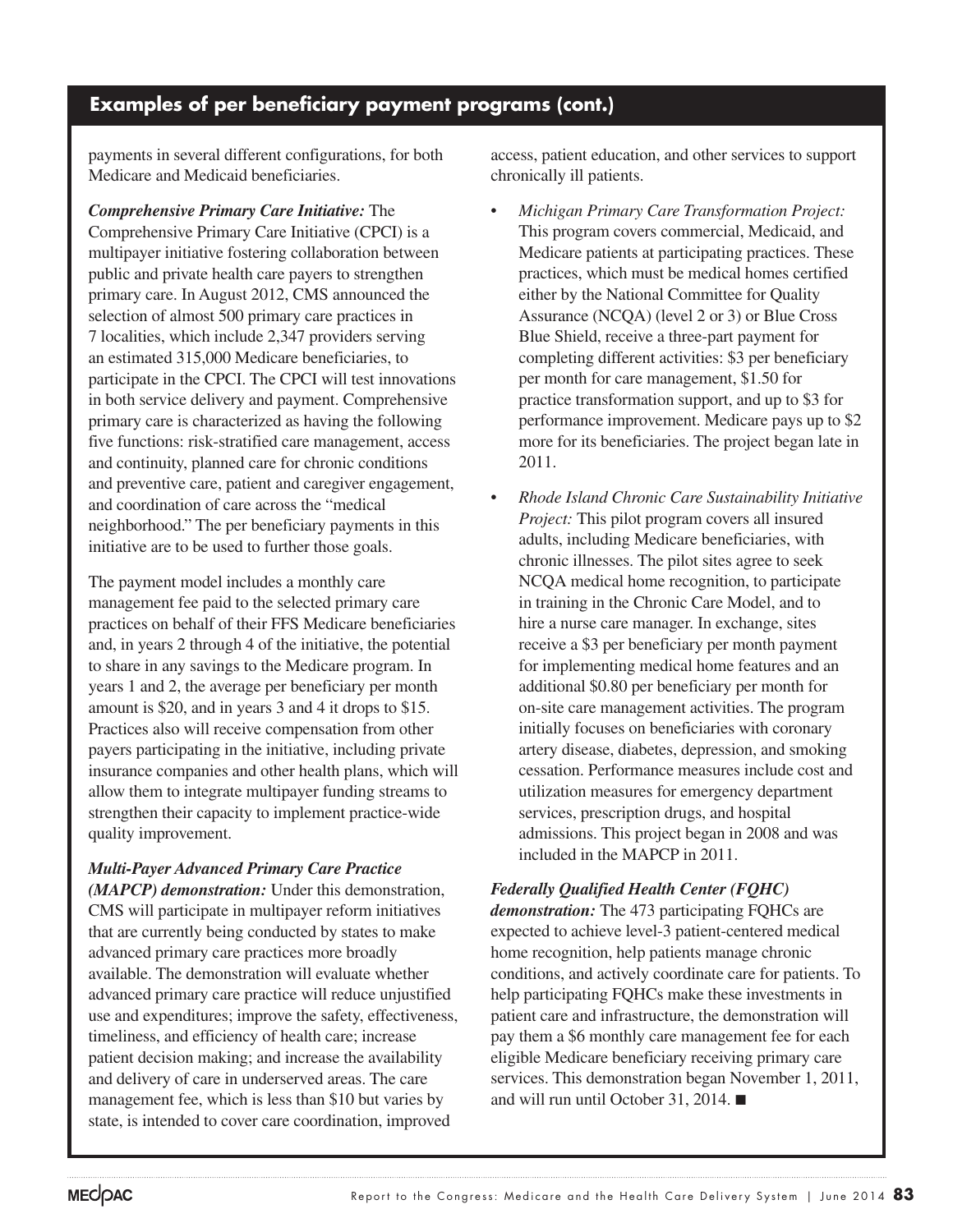## Examples of per beneficiary payment programs (cont.)

payments in several different configurations, for both Medicare and Medicaid beneficiaries.

***Comprehensive Primary Care Initiative:*** The Comprehensive Primary Care Initiative (CPCI) is a multipayer initiative fostering collaboration between public and private health care payers to strengthen primary care. In August 2012, CMS announced the selection of almost 500 primary care practices in 7 localities, which include 2,347 providers serving an estimated 315,000 Medicare beneficiaries, to participate in the CPCI. The CPCI will test innovations in both service delivery and payment. Comprehensive primary care is characterized as having the following five functions: risk-stratified care management, access and continuity, planned care for chronic conditions and preventive care, patient and caregiver engagement, and coordination of care across the "medical neighborhood." The per beneficiary payments in this initiative are to be used to further those goals.

The payment model includes a monthly care management fee paid to the selected primary care practices on behalf of their FFS Medicare beneficiaries and, in years 2 through 4 of the initiative, the potential to share in any savings to the Medicare program. In years 1 and 2, the average per beneficiary per month amount is $20, and in years 3 and 4 it drops to $15. Practices also will receive compensation from other payers participating in the initiative, including private insurance companies and other health plans, which will allow them to integrate multipayer funding streams to strengthen their capacity to implement practice-wide quality improvement.

***Multi-Payer Advanced Primary Care Practice (MAPCP) demonstration:*** Under this demonstration, CMS will participate in multipayer reform initiatives that are currently being conducted by states to make advanced primary care practices more broadly available. The demonstration will evaluate whether advanced primary care practice will reduce unjustified use and expenditures; improve the safety, effectiveness, timeliness, and efficiency of health care; increase patient decision making; and increase the availability and delivery of care in underserved areas. The care management fee, which is less than $10 but varies by state, is intended to cover care coordination, improved access, patient education, and other services to support chronically ill patients.

- *Michigan Primary Care Transformation Project:* This program covers commercial, Medicaid, and Medicare patients at participating practices. These practices, which must be medical homes certified either by the National Committee for Quality Assurance (NCQA) (level 2 or 3) or Blue Cross Blue Shield, receive a three-part payment for completing different activities: $3 per beneficiary per month for care management, $1.50 for practice transformation support, and up to $3 for performance improvement. Medicare pays up to $2 more for its beneficiaries. The project began late in 2011.
- *Rhode Island Chronic Care Sustainability Initiative Project:* This pilot program covers all insured adults, including Medicare beneficiaries, with chronic illnesses. The pilot sites agree to seek NCQA medical home recognition, to participate in training in the Chronic Care Model, and to hire a nurse care manager. In exchange, sites receive a $3 per beneficiary per month payment for implementing medical home features and an additional $0.80 per beneficiary per month for on-site care management activities. The program initially focuses on beneficiaries with coronary artery disease, diabetes, depression, and smoking cessation. Performance measures include cost and utilization measures for emergency department services, prescription drugs, and hospital admissions. This project began in 2008 and was included in the MAPCP in 2011.

***Federally Qualified Health Center (FQHC) demonstration:*** The 473 participating FQHCs are expected to achieve level-3 patient-centered medical home recognition, help patients manage chronic conditions, and actively coordinate care for patients. To help participating FQHCs make these investments in patient care and infrastructure, the demonstration will pay them a $6 monthly care management fee for each eligible Medicare beneficiary receiving primary care services. This demonstration began November 1, 2011, and will run until October 31, 2014. ■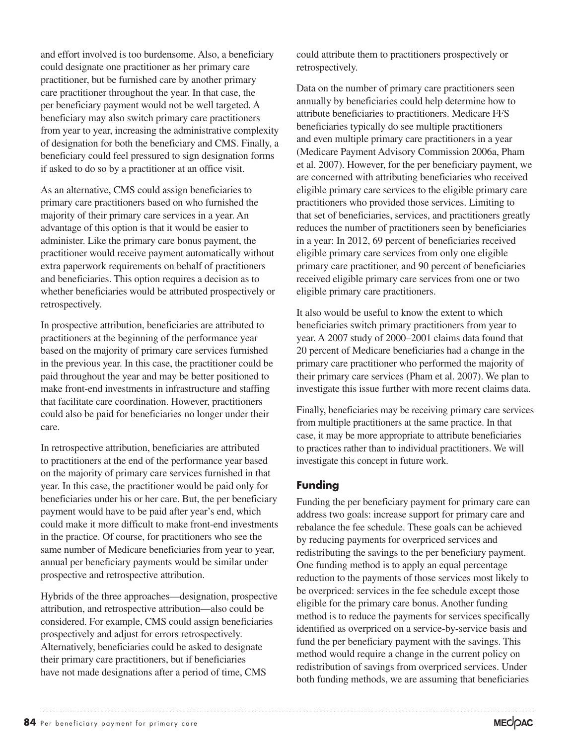and effort involved is too burdensome. Also, a beneficiary could designate one practitioner as her primary care practitioner, but be furnished care by another primary care practitioner throughout the year. In that case, the per beneficiary payment would not be well targeted. A beneficiary may also switch primary care practitioners from year to year, increasing the administrative complexity of designation for both the beneficiary and CMS. Finally, a beneficiary could feel pressured to sign designation forms if asked to do so by a practitioner at an office visit.

As an alternative, CMS could assign beneficiaries to primary care practitioners based on who furnished the majority of their primary care services in a year. An advantage of this option is that it would be easier to administer. Like the primary care bonus payment, the practitioner would receive payment automatically without extra paperwork requirements on behalf of practitioners and beneficiaries. This option requires a decision as to whether beneficiaries would be attributed prospectively or retrospectively.

In prospective attribution, beneficiaries are attributed to practitioners at the beginning of the performance year based on the majority of primary care services furnished in the previous year. In this case, the practitioner could be paid throughout the year and may be better positioned to make front-end investments in infrastructure and staffing that facilitate care coordination. However, practitioners could also be paid for beneficiaries no longer under their care.

In retrospective attribution, beneficiaries are attributed to practitioners at the end of the performance year based on the majority of primary care services furnished in that year. In this case, the practitioner would be paid only for beneficiaries under his or her care. But, the per beneficiary payment would have to be paid after year's end, which could make it more difficult to make front-end investments in the practice. Of course, for practitioners who see the same number of Medicare beneficiaries from year to year, annual per beneficiary payments would be similar under prospective and retrospective attribution.

Hybrids of the three approaches—designation, prospective attribution, and retrospective attribution—also could be considered. For example, CMS could assign beneficiaries prospectively and adjust for errors retrospectively. Alternatively, beneficiaries could be asked to designate their primary care practitioners, but if beneficiaries have not made designations after a period of time, CMS could attribute them to practitioners prospectively or retrospectively.

Data on the number of primary care practitioners seen annually by beneficiaries could help determine how to attribute beneficiaries to practitioners. Medicare FFS beneficiaries typically do see multiple practitioners and even multiple primary care practitioners in a year (Medicare Payment Advisory Commission 2006a, Pham et al. 2007). However, for the per beneficiary payment, we are concerned with attributing beneficiaries who received eligible primary care services to the eligible primary care practitioners who provided those services. Limiting to that set of beneficiaries, services, and practitioners greatly reduces the number of practitioners seen by beneficiaries in a year: In 2012, 69 percent of beneficiaries received eligible primary care services from only one eligible primary care practitioner, and 90 percent of beneficiaries received eligible primary care services from one or two eligible primary care practitioners.

It also would be useful to know the extent to which beneficiaries switch primary practitioners from year to year. A 2007 study of 2000–2001 claims data found that 20 percent of Medicare beneficiaries had a change in the primary care practitioner who performed the majority of their primary care services (Pham et al. 2007). We plan to investigate this issue further with more recent claims data.

Finally, beneficiaries may be receiving primary care services from multiple practitioners at the same practice. In that case, it may be more appropriate to attribute beneficiaries to practices rather than to individual practitioners. We will investigate this concept in future work.

## Funding

Funding the per beneficiary payment for primary care can address two goals: increase support for primary care and rebalance the fee schedule. These goals can be achieved by reducing payments for overpriced services and redistributing the savings to the per beneficiary payment. One funding method is to apply an equal percentage reduction to the payments of those services most likely to be overpriced: services in the fee schedule except those eligible for the primary care bonus. Another funding method is to reduce the payments for services specifically identified as overpriced on a service-by-service basis and fund the per beneficiary payment with the savings. This method would require a change in the current policy on redistribution of savings from overpriced services. Under both funding methods, we are assuming that beneficiaries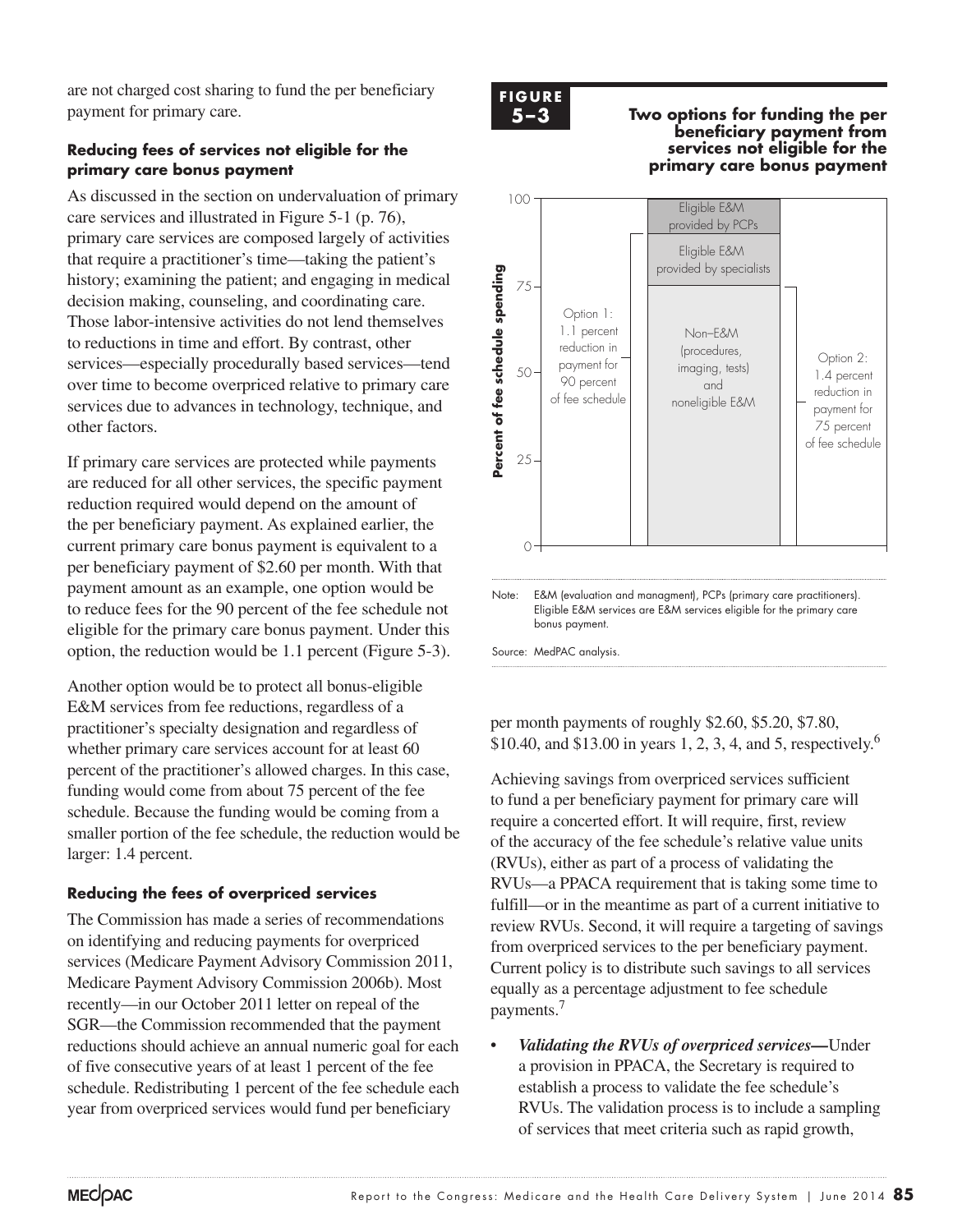are not charged cost sharing to fund the per beneficiary payment for primary care.

### Reducing fees of services not eligible for the primary care bonus payment

As discussed in the section on undervaluation of primary care services and illustrated in Figure 5-1 (p. 76), primary care services are composed largely of activities that require a practitioner's time—taking the patient's history; examining the patient; and engaging in medical decision making, counseling, and coordinating care. Those labor-intensive activities do not lend themselves to reductions in time and effort. By contrast, other services—especially procedurally based services—tend over time to become overpriced relative to primary care services due to advances in technology, technique, and other factors.

If primary care services are protected while payments are reduced for all other services, the specific payment reduction required would depend on the amount of the per beneficiary payment. As explained earlier, the current primary care bonus payment is equivalent to a per beneficiary payment of $2.60 per month. With that payment amount as an example, one option would be to reduce fees for the 90 percent of the fee schedule not eligible for the primary care bonus payment. Under this option, the reduction would be 1.1 percent (Figure 5-3).

Another option would be to protect all bonus-eligible E&M services from fee reductions, regardless of a practitioner's specialty designation and regardless of whether primary care services account for at least 60 percent of the practitioner's allowed charges. In this case, funding would come from about 75 percent of the fee schedule. Because the funding would be coming from a smaller portion of the fee schedule, the reduction would be larger: 1.4 percent.

**FIGURE 5–3** **Two options for funding the per beneficiary payment from services not eligible for the primary care bonus payment**

Percent of fee schedule spending (0–100)

- Eligible E&M provided by PCPs
- Eligible E&M provided by specialists
- Non–E&M (procedures, imaging, tests) and noneligible E&M
- Option 1: 1.1 percent reduction in payment for 90 percent of fee schedule
- Option 2: 1.4 percent reduction in payment for 75 percent of fee schedule

Note: E&M (evaluation and managment), PCPs (primary care practitioners). Eligible E&M services are E&M services eligible for the primary care bonus payment.

Source: MedPAC analysis.

### Reducing the fees of overpriced services

The Commission has made a series of recommendations on identifying and reducing payments for overpriced services (Medicare Payment Advisory Commission 2011, Medicare Payment Advisory Commission 2006b). Most recently—in our October 2011 letter on repeal of the SGR—the Commission recommended that the payment reductions should achieve an annual numeric goal for each of five consecutive years of at least 1 percent of the fee schedule. Redistributing 1 percent of the fee schedule each year from overpriced services would fund per beneficiary per month payments of roughly $2.60, $5.20, $7.80, $10.40, and $13.00 in years 1, 2, 3, 4, and 5, respectively.[6]

Achieving savings from overpriced services sufficient to fund a per beneficiary payment for primary care will require a concerted effort. It will require, first, review of the accuracy of the fee schedule's relative value units (RVUs), either as part of a process of validating the RVUs—a PPACA requirement that is taking some time to fulfill—or in the meantime as part of a current initiative to review RVUs. Second, it will require a targeting of savings from overpriced services to the per beneficiary payment. Current policy is to distribute such savings to all services equally as a percentage adjustment to fee schedule payments.[7]

- ***Validating the RVUs of overpriced services***—Under a provision in PPACA, the Secretary is required to establish a process to validate the fee schedule's RVUs. The validation process is to include a sampling of services that meet criteria such as rapid growth,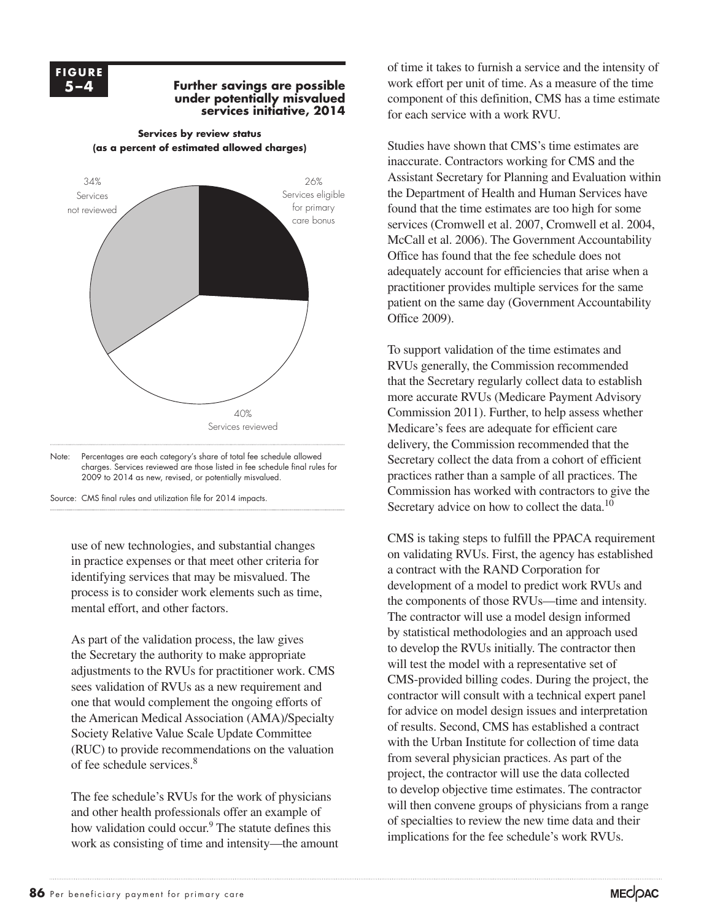**FIGURE 5–4**

**Further savings are possible under potentially misvalued services initiative, 2014**

**Services by review status (as a percent of estimated allowed charges)**

34% Services not reviewed

26% Services eligible for primary care bonus

40% Services reviewed

Note: Percentages are each category's share of total fee schedule allowed charges. Services reviewed are those listed in fee schedule final rules for 2009 to 2014 as new, revised, or potentially misvalued.

Source: CMS final rules and utilization file for 2014 impacts.

use of new technologies, and substantial changes in practice expenses or that meet other criteria for identifying services that may be misvalued. The process is to consider work elements such as time, mental effort, and other factors.

As part of the validation process, the law gives the Secretary the authority to make appropriate adjustments to the RVUs for practitioner work. CMS sees validation of RVUs as a new requirement and one that would complement the ongoing efforts of the American Medical Association (AMA)/Specialty Society Relative Value Scale Update Committee (RUC) to provide recommendations on the valuation of fee schedule services.[8]

The fee schedule's RVUs for the work of physicians and other health professionals offer an example of how validation could occur.[9] The statute defines this work as consisting of time and intensity—the amount of time it takes to furnish a service and the intensity of work effort per unit of time. As a measure of the time component of this definition, CMS has a time estimate for each service with a work RVU.

Studies have shown that CMS's time estimates are inaccurate. Contractors working for CMS and the Assistant Secretary for Planning and Evaluation within the Department of Health and Human Services have found that the time estimates are too high for some services (Cromwell et al. 2007, Cromwell et al. 2004, McCall et al. 2006). The Government Accountability Office has found that the fee schedule does not adequately account for efficiencies that arise when a practitioner provides multiple services for the same patient on the same day (Government Accountability Office 2009).

To support validation of the time estimates and RVUs generally, the Commission recommended that the Secretary regularly collect data to establish more accurate RVUs (Medicare Payment Advisory Commission 2011). Further, to help assess whether Medicare's fees are adequate for efficient care delivery, the Commission recommended that the Secretary collect the data from a cohort of efficient practices rather than a sample of all practices. The Commission has worked with contractors to give the Secretary advice on how to collect the data.[10]

CMS is taking steps to fulfill the PPACA requirement on validating RVUs. First, the agency has established a contract with the RAND Corporation for development of a model to predict work RVUs and the components of those RVUs—time and intensity. The contractor will use a model design informed by statistical methodologies and an approach used to develop the RVUs initially. The contractor then will test the model with a representative set of CMS-provided billing codes. During the project, the contractor will consult with a technical expert panel for advice on model design issues and interpretation of results. Second, CMS has established a contract with the Urban Institute for collection of time data from several physician practices. As part of the project, the contractor will use the data collected to develop objective time estimates. The contractor will then convene groups of physicians from a range of specialties to review the new time data and their implications for the fee schedule's work RVUs.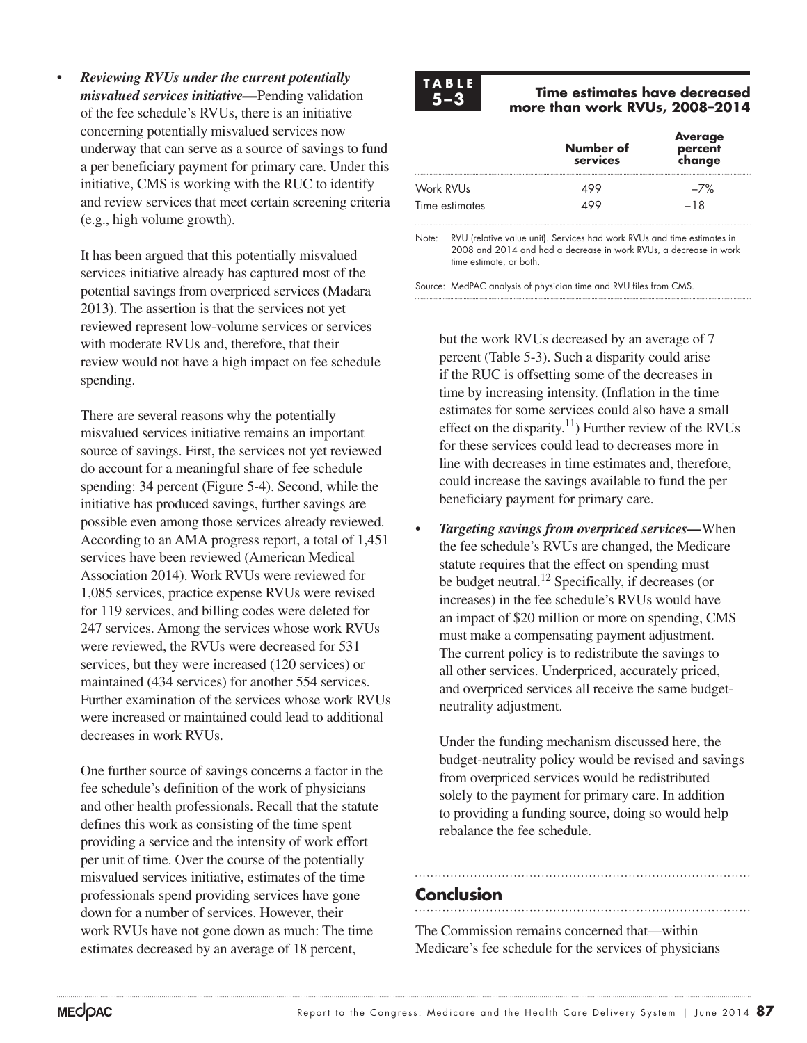- ***Reviewing RVUs under the current potentially misvalued services initiative*****—**Pending validation of the fee schedule's RVUs, there is an initiative concerning potentially misvalued services now underway that can serve as a source of savings to fund a per beneficiary payment for primary care. Under this initiative, CMS is working with the RUC to identify and review services that meet certain screening criteria (e.g., high volume growth).

  It has been argued that this potentially misvalued services initiative already has captured most of the potential savings from overpriced services (Madara 2013). The assertion is that the services not yet reviewed represent low-volume services or services with moderate RVUs and, therefore, that their review would not have a high impact on fee schedule spending.

  There are several reasons why the potentially misvalued services initiative remains an important source of savings. First, the services not yet reviewed do account for a meaningful share of fee schedule spending: 34 percent (Figure 5-4). Second, while the initiative has produced savings, further savings are possible even among those services already reviewed. According to an AMA progress report, a total of 1,451 services have been reviewed (American Medical Association 2014). Work RVUs were reviewed for 1,085 services, practice expense RVUs were revised for 119 services, and billing codes were deleted for 247 services. Among the services whose work RVUs were reviewed, the RVUs were decreased for 531 services, but they were increased (120 services) or maintained (434 services) for another 554 services. Further examination of the services whose work RVUs were increased or maintained could lead to additional decreases in work RVUs.

  One further source of savings concerns a factor in the fee schedule's definition of the work of physicians and other health professionals. Recall that the statute defines this work as consisting of the time spent providing a service and the intensity of work effort per unit of time. Over the course of the potentially misvalued services initiative, estimates of the time professionals spend providing services have gone down for a number of services. However, their work RVUs have not gone down as much: The time estimates decreased by an average of 18 percent, but the work RVUs decreased by an average of 7 percent (Table 5-3). Such a disparity could arise if the RUC is offsetting some of the decreases in time by increasing intensity. (Inflation in the time estimates for some services could also have a small effect on the disparity.[11]) Further review of the RVUs for these services could lead to decreases more in line with decreases in time estimates and, therefore, could increase the savings available to fund the per beneficiary payment for primary care.

**TABLE 5–3**

**Time estimates have decreased more than work RVUs, 2008–2014**

| | Number of services | Average percent change |
|---|---|---|
| Work RVUs | 499 | –7% |
| Time estimates | 499 | –18 |

Note: RVU (relative value unit). Services had work RVUs and time estimates in 2008 and 2014 and had a decrease in work RVUs, a decrease in work time estimate, or both.

Source: MedPAC analysis of physician time and RVU files from CMS.

- ***Targeting savings from overpriced services*****—**When the fee schedule's RVUs are changed, the Medicare statute requires that the effect on spending must be budget neutral.[12] Specifically, if decreases (or increases) in the fee schedule's RVUs would have an impact of $20 million or more on spending, CMS must make a compensating payment adjustment. The current policy is to redistribute the savings to all other services. Underpriced, accurately priced, and overpriced services all receive the same budget-neutrality adjustment.

  Under the funding mechanism discussed here, the budget-neutrality policy would be revised and savings from overpriced services would be redistributed solely to the payment for primary care. In addition to providing a funding source, doing so would help rebalance the fee schedule.

## Conclusion

The Commission remains concerned that—within Medicare's fee schedule for the services of physicians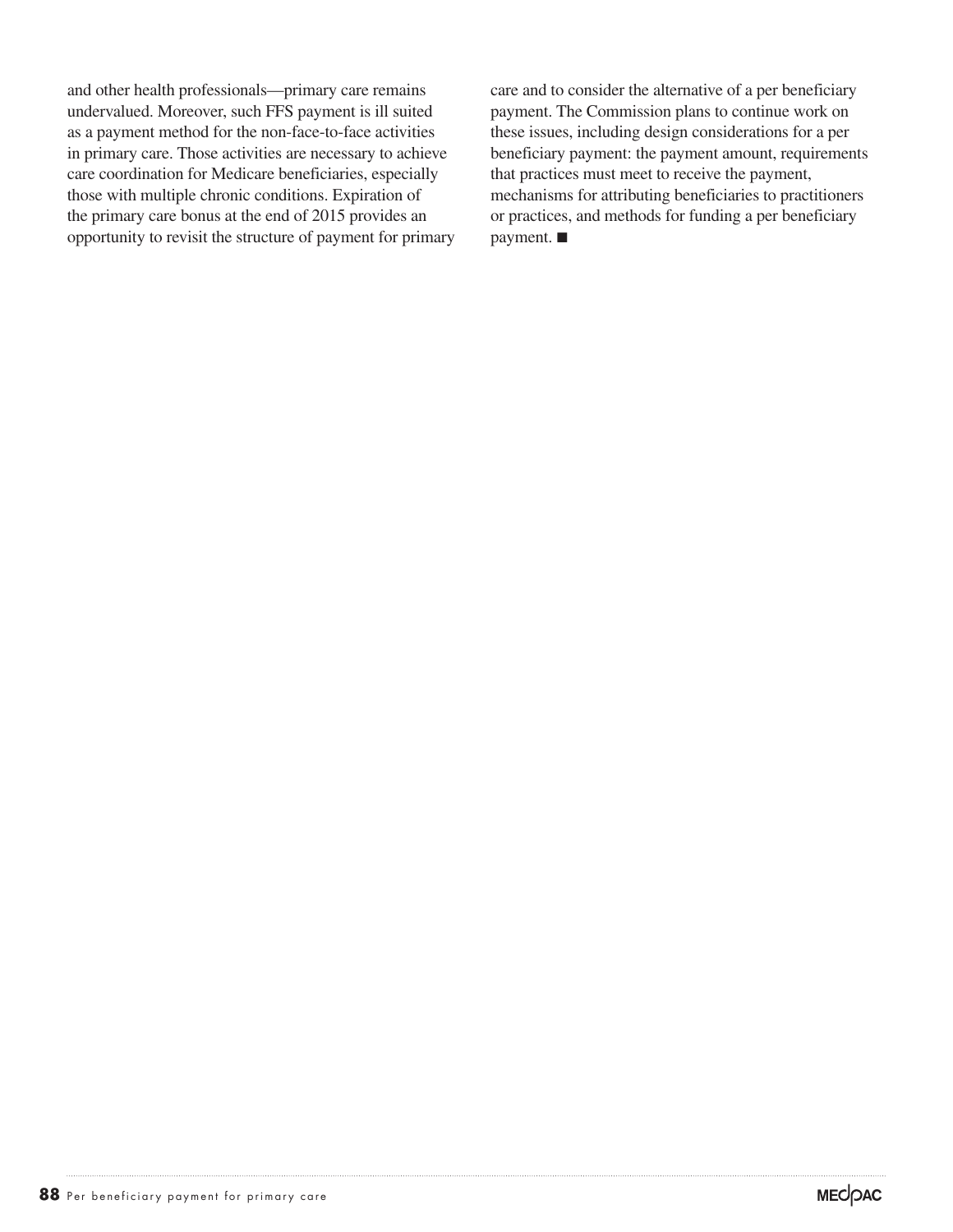and other health professionals—primary care remains undervalued. Moreover, such FFS payment is ill suited as a payment method for the non-face-to-face activities in primary care. Those activities are necessary to achieve care coordination for Medicare beneficiaries, especially those with multiple chronic conditions. Expiration of the primary care bonus at the end of 2015 provides an opportunity to revisit the structure of payment for primary care and to consider the alternative of a per beneficiary payment. The Commission plans to continue work on these issues, including design considerations for a per beneficiary payment: the payment amount, requirements that practices must meet to receive the payment, mechanisms for attributing beneficiaries to practitioners or practices, and methods for funding a per beneficiary payment. ■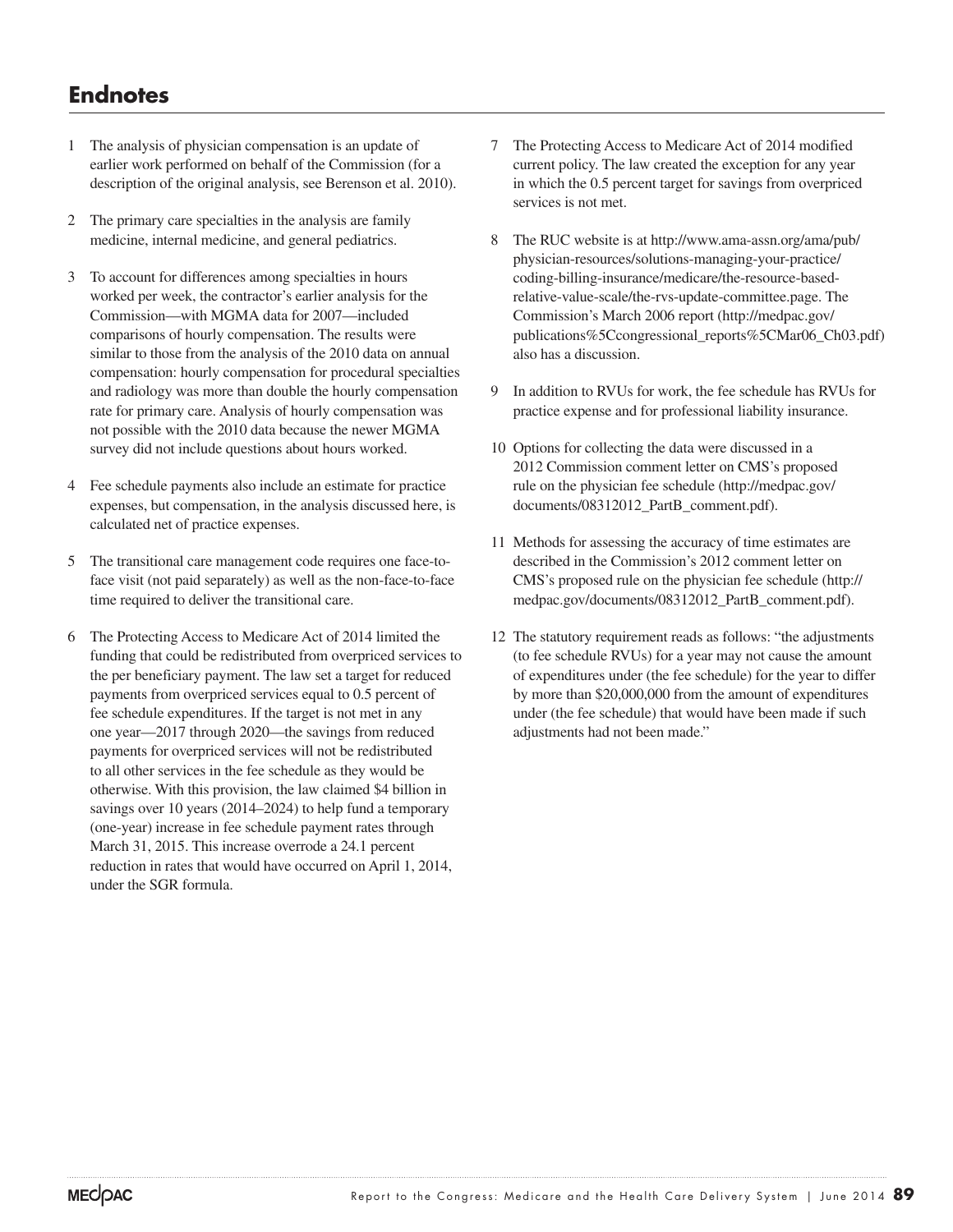# Endnotes

1. The analysis of physician compensation is an update of earlier work performed on behalf of the Commission (for a description of the original analysis, see Berenson et al. 2010).

2. The primary care specialties in the analysis are family medicine, internal medicine, and general pediatrics.

3. To account for differences among specialties in hours worked per week, the contractor's earlier analysis for the Commission—with MGMA data for 2007—included comparisons of hourly compensation. The results were similar to those from the analysis of the 2010 data on annual compensation: hourly compensation for procedural specialties and radiology was more than double the hourly compensation rate for primary care. Analysis of hourly compensation was not possible with the 2010 data because the newer MGMA survey did not include questions about hours worked.

4. Fee schedule payments also include an estimate for practice expenses, but compensation, in the analysis discussed here, is calculated net of practice expenses.

5. The transitional care management code requires one face-to-face visit (not paid separately) as well as the non-face-to-face time required to deliver the transitional care.

6. The Protecting Access to Medicare Act of 2014 limited the funding that could be redistributed from overpriced services to the per beneficiary payment. The law set a target for reduced payments from overpriced services equal to 0.5 percent of fee schedule expenditures. If the target is not met in any one year—2017 through 2020—the savings from reduced payments for overpriced services will not be redistributed to all other services in the fee schedule as they would be otherwise. With this provision, the law claimed $4 billion in savings over 10 years (2014–2024) to help fund a temporary (one-year) increase in fee schedule payment rates through March 31, 2015. This increase overrode a 24.1 percent reduction in rates that would have occurred on April 1, 2014, under the SGR formula.

7. The Protecting Access to Medicare Act of 2014 modified current policy. The law created the exception for any year in which the 0.5 percent target for savings from overpriced services is not met.

8. The RUC website is at http://www.ama-assn.org/ama/pub/physician-resources/solutions-managing-your-practice/coding-billing-insurance/medicare/the-resource-based-relative-value-scale/the-rvs-update-committee.page. The Commission's March 2006 report (http://medpac.gov/publications%5Ccongressional_reports%5CMar06_Ch03.pdf) also has a discussion.

9. In addition to RVUs for work, the fee schedule has RVUs for practice expense and for professional liability insurance.

10. Options for collecting the data were discussed in a 2012 Commission comment letter on CMS's proposed rule on the physician fee schedule (http://medpac.gov/documents/08312012_PartB_comment.pdf).

11. Methods for assessing the accuracy of time estimates are described in the Commission's 2012 comment letter on CMS's proposed rule on the physician fee schedule (http://medpac.gov/documents/08312012_PartB_comment.pdf).

12. The statutory requirement reads as follows: "the adjustments (to fee schedule RVUs) for a year may not cause the amount of expenditures under (the fee schedule) for the year to differ by more than $20,000,000 from the amount of expenditures under (the fee schedule) that would have been made if such adjustments had not been made."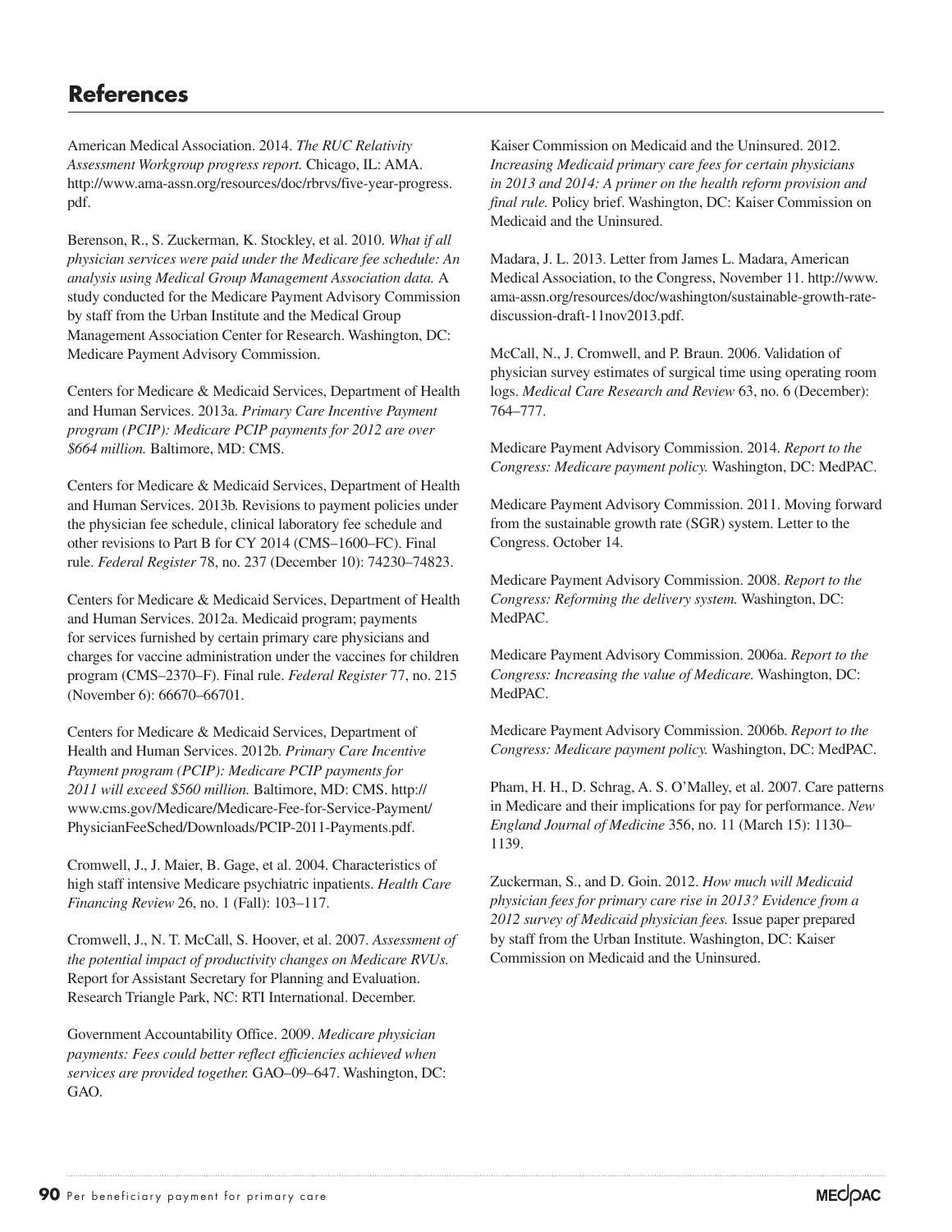## References

American Medical Association. 2014. *The RUC Relativity Assessment Workgroup progress report.* Chicago, IL: AMA. http://www.ama-assn.org/resources/doc/rbrvs/five-year-progress.pdf.

Berenson, R., S. Zuckerman, K. Stockley, et al. 2010. *What if all physician services were paid under the Medicare fee schedule: An analysis using Medical Group Management Association data.* A study conducted for the Medicare Payment Advisory Commission by staff from the Urban Institute and the Medical Group Management Association Center for Research. Washington, DC: Medicare Payment Advisory Commission.

Centers for Medicare & Medicaid Services, Department of Health and Human Services. 2013a. *Primary Care Incentive Payment program (PCIP): Medicare PCIP payments for 2012 are over $664 million.* Baltimore, MD: CMS.

Centers for Medicare & Medicaid Services, Department of Health and Human Services. 2013b. Revisions to payment policies under the physician fee schedule, clinical laboratory fee schedule and other revisions to Part B for CY 2014 (CMS–1600–FC). Final rule. *Federal Register* 78, no. 237 (December 10): 74230–74823.

Centers for Medicare & Medicaid Services, Department of Health and Human Services. 2012a. Medicaid program; payments for services furnished by certain primary care physicians and charges for vaccine administration under the vaccines for children program (CMS–2370–F). Final rule. *Federal Register* 77, no. 215 (November 6): 66670–66701.

Centers for Medicare & Medicaid Services, Department of Health and Human Services. 2012b. *Primary Care Incentive Payment program (PCIP): Medicare PCIP payments for 2011 will exceed $560 million.* Baltimore, MD: CMS. http://www.cms.gov/Medicare/Medicare-Fee-for-Service-Payment/PhysicianFeeSched/Downloads/PCIP-2011-Payments.pdf.

Cromwell, J., J. Maier, B. Gage, et al. 2004. Characteristics of high staff intensive Medicare psychiatric inpatients. *Health Care Financing Review* 26, no. 1 (Fall): 103–117.

Cromwell, J., N. T. McCall, S. Hoover, et al. 2007. *Assessment of the potential impact of productivity changes on Medicare RVUs.* Report for Assistant Secretary for Planning and Evaluation. Research Triangle Park, NC: RTI International. December.

Government Accountability Office. 2009. *Medicare physician payments: Fees could better reflect efficiencies achieved when services are provided together.* GAO–09–647. Washington, DC: GAO.

Kaiser Commission on Medicaid and the Uninsured. 2012. *Increasing Medicaid primary care fees for certain physicians in 2013 and 2014: A primer on the health reform provision and final rule.* Policy brief. Washington, DC: Kaiser Commission on Medicaid and the Uninsured.

Madara, J. L. 2013. Letter from James L. Madara, American Medical Association, to the Congress, November 11. http://www.ama-assn.org/resources/doc/washington/sustainable-growth-rate-discussion-draft-11nov2013.pdf.

McCall, N., J. Cromwell, and P. Braun. 2006. Validation of physician survey estimates of surgical time using operating room logs. *Medical Care Research and Review* 63, no. 6 (December): 764–777.

Medicare Payment Advisory Commission. 2014. *Report to the Congress: Medicare payment policy.* Washington, DC: MedPAC.

Medicare Payment Advisory Commission. 2011. Moving forward from the sustainable growth rate (SGR) system. Letter to the Congress. October 14.

Medicare Payment Advisory Commission. 2008. *Report to the Congress: Reforming the delivery system.* Washington, DC: MedPAC.

Medicare Payment Advisory Commission. 2006a. *Report to the Congress: Increasing the value of Medicare.* Washington, DC: MedPAC.

Medicare Payment Advisory Commission. 2006b. *Report to the Congress: Medicare payment policy.* Washington, DC: MedPAC.

Pham, H. H., D. Schrag, A. S. O'Malley, et al. 2007. Care patterns in Medicare and their implications for pay for performance. *New England Journal of Medicine* 356, no. 11 (March 15): 1130–1139.

Zuckerman, S., and D. Goin. 2012. *How much will Medicaid physician fees for primary care rise in 2013? Evidence from a 2012 survey of Medicaid physician fees.* Issue paper prepared by staff from the Urban Institute. Washington, DC: Kaiser Commission on Medicaid and the Uninsured.